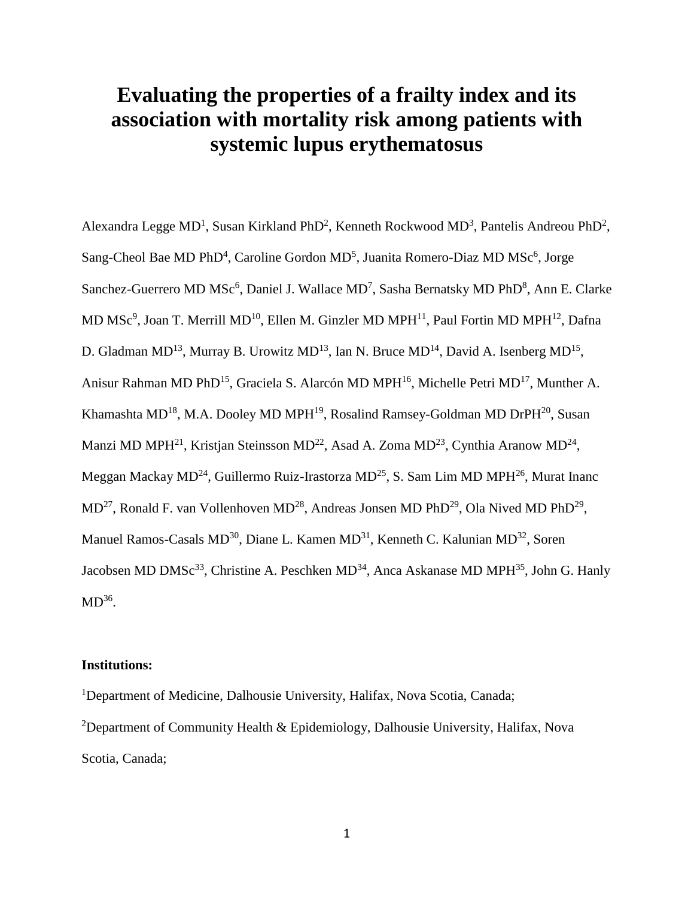# Evaluating the properties of a frailty index and its association with mortality risk among patients with systemic lupus erythematosus

Alexandra Legge MD[1], Susan Kirkland PhD[2], Kenneth Rockwood MD[3], Pantelis Andreou PhD[2], Sang-Cheol Bae MD PhD[4], Caroline Gordon MD[5], Juanita Romero-Diaz MD MSc[6], Jorge Sanchez-Guerrero MD MSc[6], Daniel J. Wallace MD[7], Sasha Bernatsky MD PhD[8], Ann E. Clarke MD MSc[9], Joan T. Merrill MD[10], Ellen M. Ginzler MD MPH[11], Paul Fortin MD MPH[12], Dafna D. Gladman MD[13], Murray B. Urowitz MD[13], Ian N. Bruce MD[14], David A. Isenberg MD[15], Anisur Rahman MD PhD[15], Graciela S. Alarcón MD MPH[16], Michelle Petri MD[17], Munther A. Khamashta MD[18], M.A. Dooley MD MPH[19], Rosalind Ramsey-Goldman MD DrPH[20], Susan Manzi MD MPH[21], Kristjan Steinsson MD[22], Asad A. Zoma MD[23], Cynthia Aranow MD[24], Meggan Mackay MD[24], Guillermo Ruiz-Irastorza MD[25], S. Sam Lim MD MPH[26], Murat Inanc MD[27], Ronald F. van Vollenhoven MD[28], Andreas Jonsen MD PhD[29], Ola Nived MD PhD[29], Manuel Ramos-Casals MD[30], Diane L. Kamen MD[31], Kenneth C. Kalunian MD[32], Soren Jacobsen MD DMSc[33], Christine A. Peschken MD[34], Anca Askanase MD MPH[35], John G. Hanly MD[36].

**Institutions:**

[1]Department of Medicine, Dalhousie University, Halifax, Nova Scotia, Canada;

[2]Department of Community Health & Epidemiology, Dalhousie University, Halifax, Nova Scotia, Canada;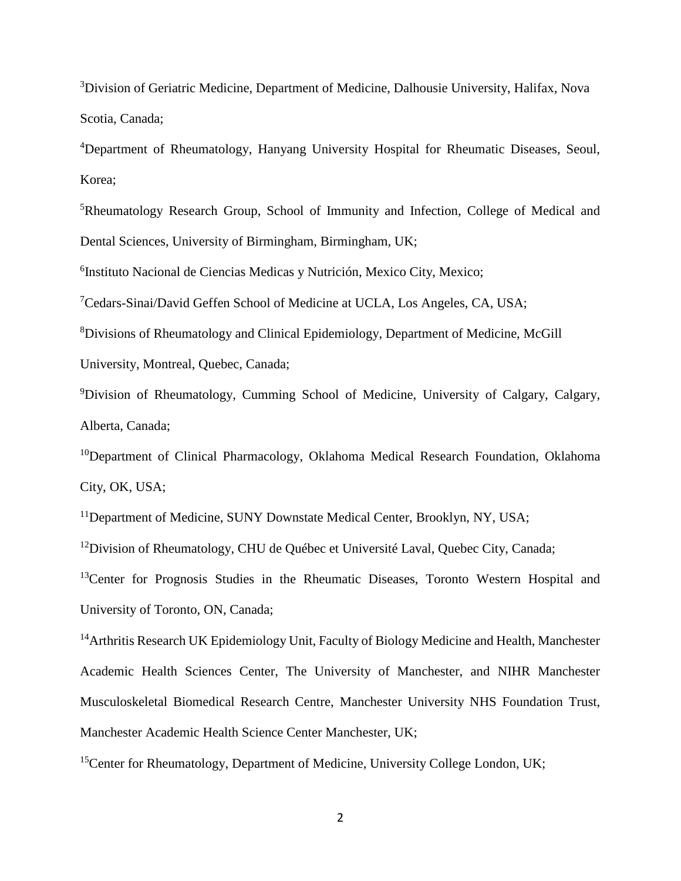[3]Division of Geriatric Medicine, Department of Medicine, Dalhousie University, Halifax, Nova Scotia, Canada;

[4]Department of Rheumatology, Hanyang University Hospital for Rheumatic Diseases, Seoul, Korea;

[5]Rheumatology Research Group, School of Immunity and Infection, College of Medical and Dental Sciences, University of Birmingham, Birmingham, UK;

[6]Instituto Nacional de Ciencias Medicas y Nutrición, Mexico City, Mexico;

[7]Cedars-Sinai/David Geffen School of Medicine at UCLA, Los Angeles, CA, USA;

[8]Divisions of Rheumatology and Clinical Epidemiology, Department of Medicine, McGill University, Montreal, Quebec, Canada;

[9]Division of Rheumatology, Cumming School of Medicine, University of Calgary, Calgary, Alberta, Canada;

[10]Department of Clinical Pharmacology, Oklahoma Medical Research Foundation, Oklahoma City, OK, USA;

[11]Department of Medicine, SUNY Downstate Medical Center, Brooklyn, NY, USA;

[12]Division of Rheumatology, CHU de Québec et Université Laval, Quebec City, Canada;

[13]Center for Prognosis Studies in the Rheumatic Diseases, Toronto Western Hospital and University of Toronto, ON, Canada;

[14]Arthritis Research UK Epidemiology Unit, Faculty of Biology Medicine and Health, Manchester Academic Health Sciences Center, The University of Manchester, and NIHR Manchester Musculoskeletal Biomedical Research Centre, Manchester University NHS Foundation Trust, Manchester Academic Health Science Center Manchester, UK;

[15]Center for Rheumatology, Department of Medicine, University College London, UK;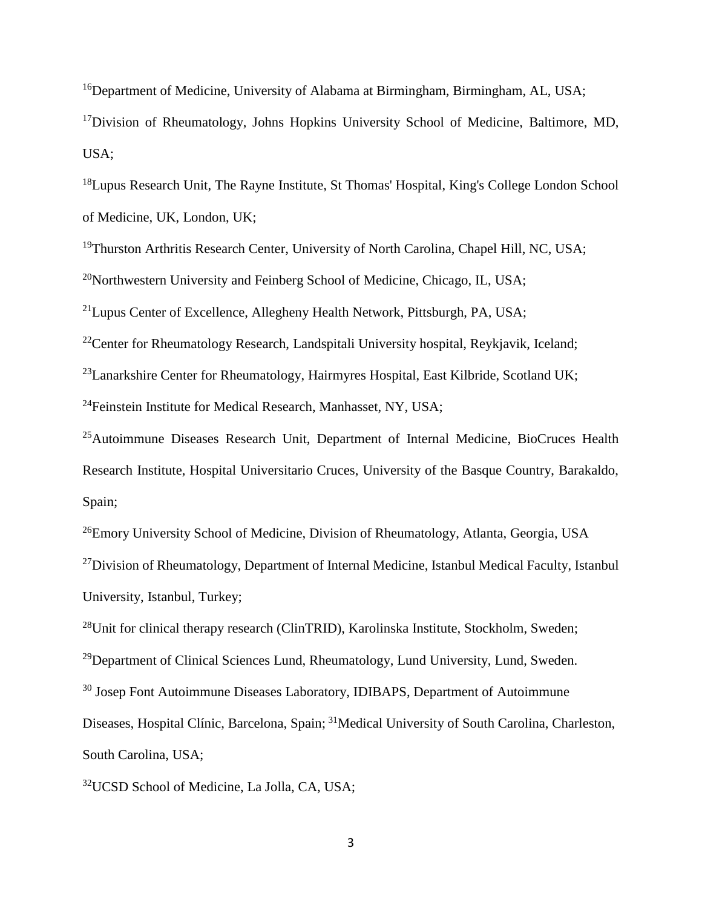[16]Department of Medicine, University of Alabama at Birmingham, Birmingham, AL, USA;

[17]Division of Rheumatology, Johns Hopkins University School of Medicine, Baltimore, MD, USA;

[18]Lupus Research Unit, The Rayne Institute, St Thomas' Hospital, King's College London School of Medicine, UK, London, UK;

[19]Thurston Arthritis Research Center, University of North Carolina, Chapel Hill, NC, USA;

[20]Northwestern University and Feinberg School of Medicine, Chicago, IL, USA;

[21]Lupus Center of Excellence, Allegheny Health Network, Pittsburgh, PA, USA;

[22]Center for Rheumatology Research, Landspitali University hospital, Reykjavik, Iceland;

[23]Lanarkshire Center for Rheumatology, Hairmyres Hospital, East Kilbride, Scotland UK;

[24]Feinstein Institute for Medical Research, Manhasset, NY, USA;

[25]Autoimmune Diseases Research Unit, Department of Internal Medicine, BioCruces Health Research Institute, Hospital Universitario Cruces, University of the Basque Country, Barakaldo, Spain;

[26]Emory University School of Medicine, Division of Rheumatology, Atlanta, Georgia, USA

[27]Division of Rheumatology, Department of Internal Medicine, Istanbul Medical Faculty, Istanbul University, Istanbul, Turkey;

[28]Unit for clinical therapy research (ClinTRID), Karolinska Institute, Stockholm, Sweden;

[29]Department of Clinical Sciences Lund, Rheumatology, Lund University, Lund, Sweden.

[30] Josep Font Autoimmune Diseases Laboratory, IDIBAPS, Department of Autoimmune Diseases, Hospital Clínic, Barcelona, Spain; [31]Medical University of South Carolina, Charleston, South Carolina, USA;

[32]UCSD School of Medicine, La Jolla, CA, USA;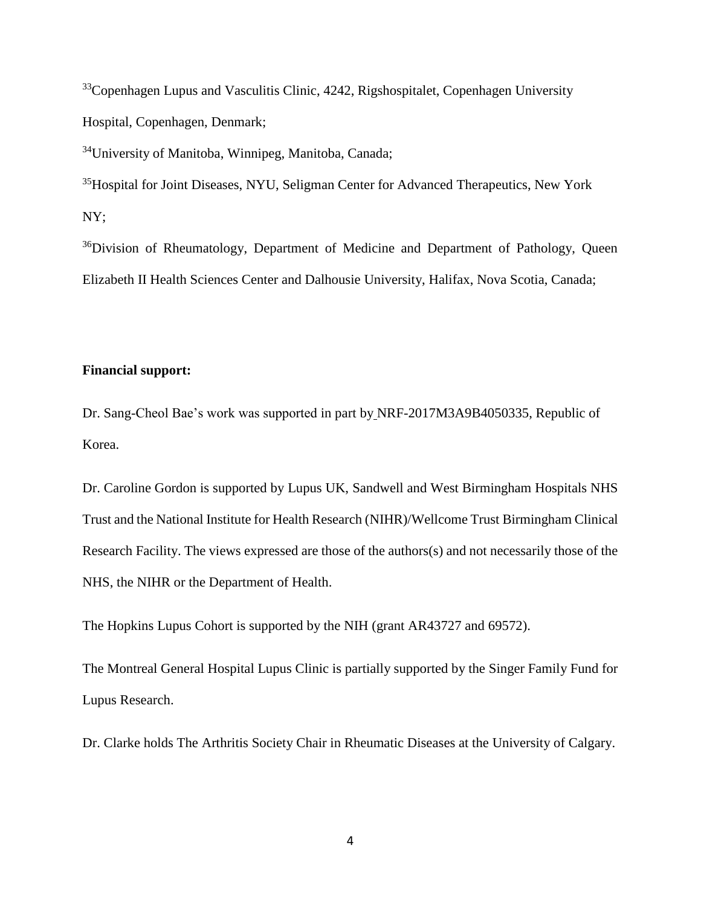[33]Copenhagen Lupus and Vasculitis Clinic, 4242, Rigshospitalet, Copenhagen University Hospital, Copenhagen, Denmark;

[34]University of Manitoba, Winnipeg, Manitoba, Canada;

[35]Hospital for Joint Diseases, NYU, Seligman Center for Advanced Therapeutics, New York NY;

[36]Division of Rheumatology, Department of Medicine and Department of Pathology, Queen Elizabeth II Health Sciences Center and Dalhousie University, Halifax, Nova Scotia, Canada;

**Financial support:**

Dr. Sang-Cheol Bae's work was supported in part by NRF-2017M3A9B4050335, Republic of Korea.

Dr. Caroline Gordon is supported by Lupus UK, Sandwell and West Birmingham Hospitals NHS Trust and the National Institute for Health Research (NIHR)/Wellcome Trust Birmingham Clinical Research Facility. The views expressed are those of the authors(s) and not necessarily those of the NHS, the NIHR or the Department of Health.

The Hopkins Lupus Cohort is supported by the NIH (grant AR43727 and 69572).

The Montreal General Hospital Lupus Clinic is partially supported by the Singer Family Fund for Lupus Research.

Dr. Clarke holds The Arthritis Society Chair in Rheumatic Diseases at the University of Calgary.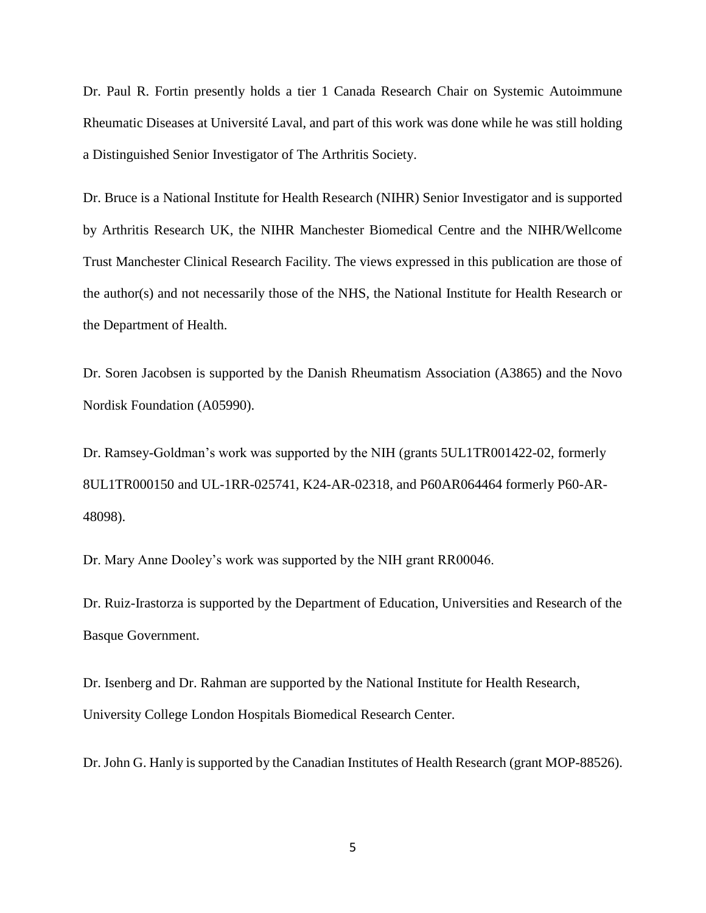Dr. Paul R. Fortin presently holds a tier 1 Canada Research Chair on Systemic Autoimmune Rheumatic Diseases at Université Laval, and part of this work was done while he was still holding a Distinguished Senior Investigator of The Arthritis Society.

Dr. Bruce is a National Institute for Health Research (NIHR) Senior Investigator and is supported by Arthritis Research UK, the NIHR Manchester Biomedical Centre and the NIHR/Wellcome Trust Manchester Clinical Research Facility. The views expressed in this publication are those of the author(s) and not necessarily those of the NHS, the National Institute for Health Research or the Department of Health.

Dr. Soren Jacobsen is supported by the Danish Rheumatism Association (A3865) and the Novo Nordisk Foundation (A05990).

Dr. Ramsey-Goldman's work was supported by the NIH (grants 5UL1TR001422-02, formerly 8UL1TR000150 and UL-1RR-025741, K24-AR-02318, and P60AR064464 formerly P60-AR-48098).

Dr. Mary Anne Dooley's work was supported by the NIH grant RR00046.

Dr. Ruiz-Irastorza is supported by the Department of Education, Universities and Research of the Basque Government.

Dr. Isenberg and Dr. Rahman are supported by the National Institute for Health Research, University College London Hospitals Biomedical Research Center.

Dr. John G. Hanly is supported by the Canadian Institutes of Health Research (grant MOP-88526).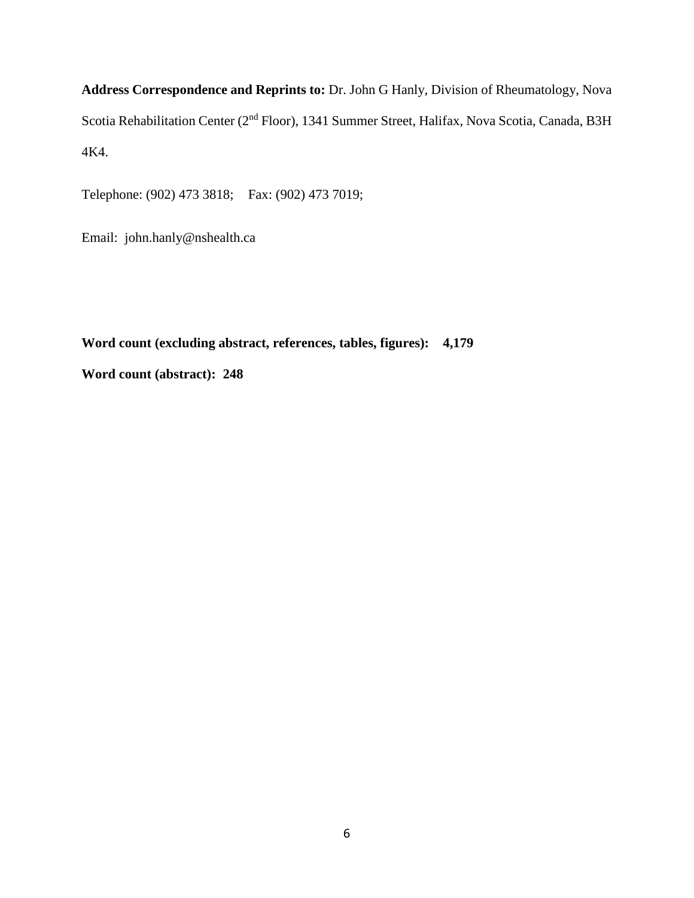**Address Correspondence and Reprints to:** Dr. John G Hanly, Division of Rheumatology, Nova Scotia Rehabilitation Center (2nd Floor), 1341 Summer Street, Halifax, Nova Scotia, Canada, B3H 4K4.

Telephone: (902) 473 3818;    Fax: (902) 473 7019;

Email: john.hanly@nshealth.ca

**Word count (excluding abstract, references, tables, figures): 4,179**

**Word count (abstract): 248**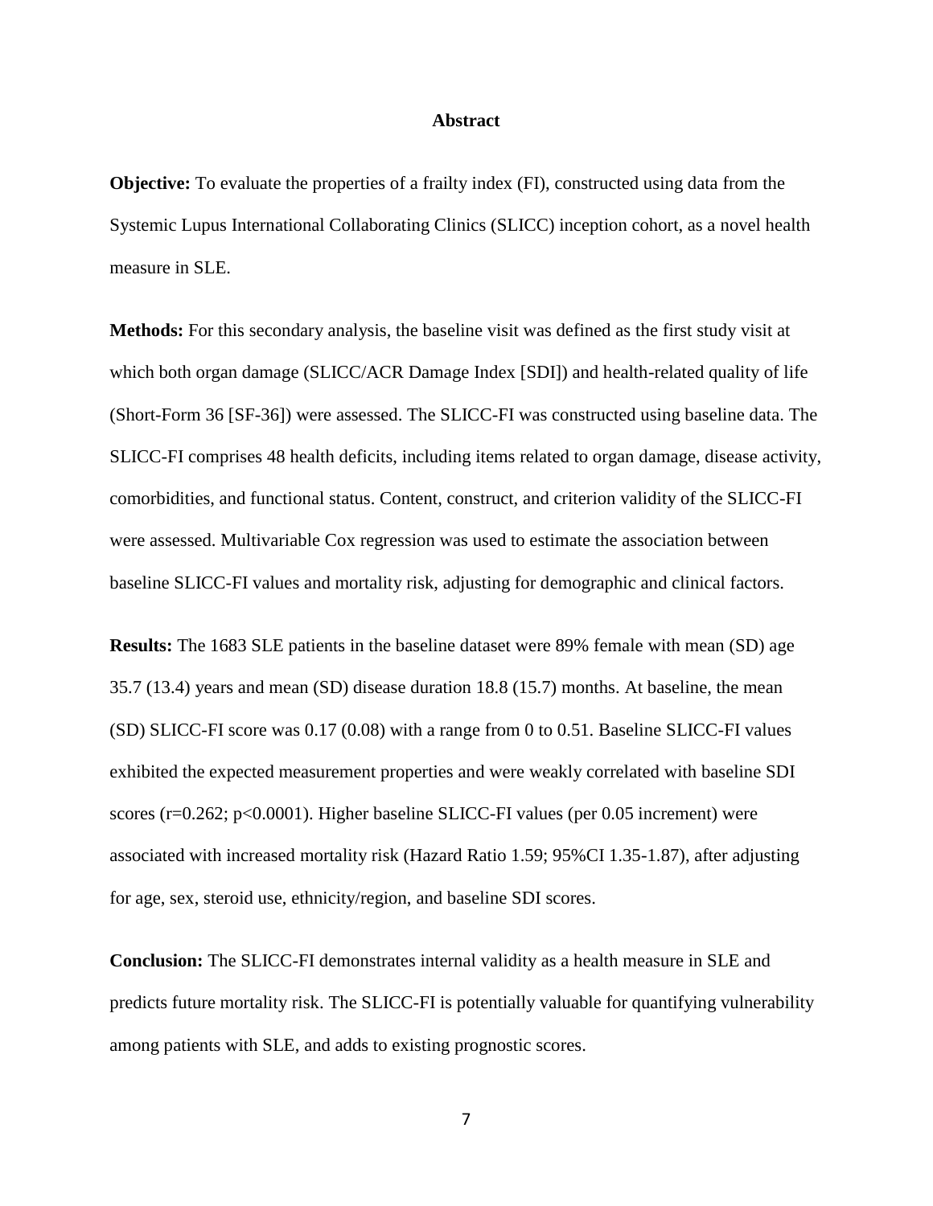## Abstract

**Objective:** To evaluate the properties of a frailty index (FI), constructed using data from the Systemic Lupus International Collaborating Clinics (SLICC) inception cohort, as a novel health measure in SLE.

**Methods:** For this secondary analysis, the baseline visit was defined as the first study visit at which both organ damage (SLICC/ACR Damage Index [SDI]) and health-related quality of life (Short-Form 36 [SF-36]) were assessed. The SLICC-FI was constructed using baseline data. The SLICC-FI comprises 48 health deficits, including items related to organ damage, disease activity, comorbidities, and functional status. Content, construct, and criterion validity of the SLICC-FI were assessed. Multivariable Cox regression was used to estimate the association between baseline SLICC-FI values and mortality risk, adjusting for demographic and clinical factors.

**Results:** The 1683 SLE patients in the baseline dataset were 89% female with mean (SD) age 35.7 (13.4) years and mean (SD) disease duration 18.8 (15.7) months. At baseline, the mean (SD) SLICC-FI score was 0.17 (0.08) with a range from 0 to 0.51. Baseline SLICC-FI values exhibited the expected measurement properties and were weakly correlated with baseline SDI scores ($r=0.262$; $p<0.0001$). Higher baseline SLICC-FI values (per 0.05 increment) were associated with increased mortality risk (Hazard Ratio 1.59; 95%CI 1.35-1.87), after adjusting for age, sex, steroid use, ethnicity/region, and baseline SDI scores.

**Conclusion:** The SLICC-FI demonstrates internal validity as a health measure in SLE and predicts future mortality risk. The SLICC-FI is potentially valuable for quantifying vulnerability among patients with SLE, and adds to existing prognostic scores.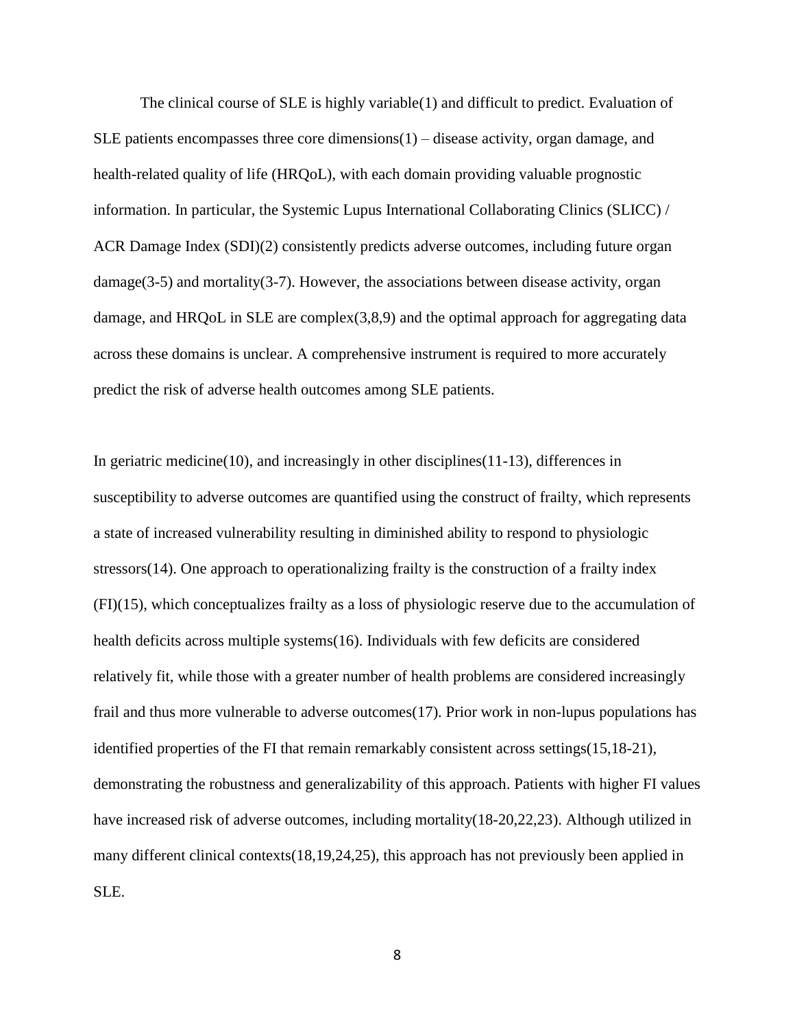The clinical course of SLE is highly variable(1) and difficult to predict. Evaluation of SLE patients encompasses three core dimensions(1) – disease activity, organ damage, and health-related quality of life (HRQoL), with each domain providing valuable prognostic information. In particular, the Systemic Lupus International Collaborating Clinics (SLICC) / ACR Damage Index (SDI)(2) consistently predicts adverse outcomes, including future organ damage(3-5) and mortality(3-7). However, the associations between disease activity, organ damage, and HRQoL in SLE are complex(3,8,9) and the optimal approach for aggregating data across these domains is unclear. A comprehensive instrument is required to more accurately predict the risk of adverse health outcomes among SLE patients.

In geriatric medicine(10), and increasingly in other disciplines(11-13), differences in susceptibility to adverse outcomes are quantified using the construct of frailty, which represents a state of increased vulnerability resulting in diminished ability to respond to physiologic stressors(14). One approach to operationalizing frailty is the construction of a frailty index (FI)(15), which conceptualizes frailty as a loss of physiologic reserve due to the accumulation of health deficits across multiple systems(16). Individuals with few deficits are considered relatively fit, while those with a greater number of health problems are considered increasingly frail and thus more vulnerable to adverse outcomes(17). Prior work in non-lupus populations has identified properties of the FI that remain remarkably consistent across settings(15,18-21), demonstrating the robustness and generalizability of this approach. Patients with higher FI values have increased risk of adverse outcomes, including mortality(18-20,22,23). Although utilized in many different clinical contexts(18,19,24,25), this approach has not previously been applied in SLE.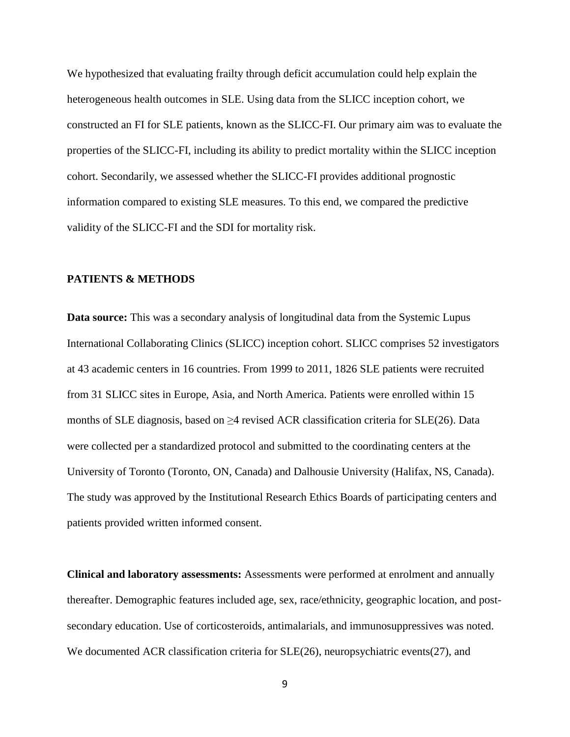We hypothesized that evaluating frailty through deficit accumulation could help explain the heterogeneous health outcomes in SLE. Using data from the SLICC inception cohort, we constructed an FI for SLE patients, known as the SLICC-FI. Our primary aim was to evaluate the properties of the SLICC-FI, including its ability to predict mortality within the SLICC inception cohort. Secondarily, we assessed whether the SLICC-FI provides additional prognostic information compared to existing SLE measures. To this end, we compared the predictive validity of the SLICC-FI and the SDI for mortality risk.

## PATIENTS & METHODS

**Data source:** This was a secondary analysis of longitudinal data from the Systemic Lupus International Collaborating Clinics (SLICC) inception cohort. SLICC comprises 52 investigators at 43 academic centers in 16 countries. From 1999 to 2011, 1826 SLE patients were recruited from 31 SLICC sites in Europe, Asia, and North America. Patients were enrolled within 15 months of SLE diagnosis, based on ≥4 revised ACR classification criteria for SLE(26). Data were collected per a standardized protocol and submitted to the coordinating centers at the University of Toronto (Toronto, ON, Canada) and Dalhousie University (Halifax, NS, Canada). The study was approved by the Institutional Research Ethics Boards of participating centers and patients provided written informed consent.

**Clinical and laboratory assessments:** Assessments were performed at enrolment and annually thereafter. Demographic features included age, sex, race/ethnicity, geographic location, and post-secondary education. Use of corticosteroids, antimalarials, and immunosuppressives was noted. We documented ACR classification criteria for SLE(26), neuropsychiatric events(27), and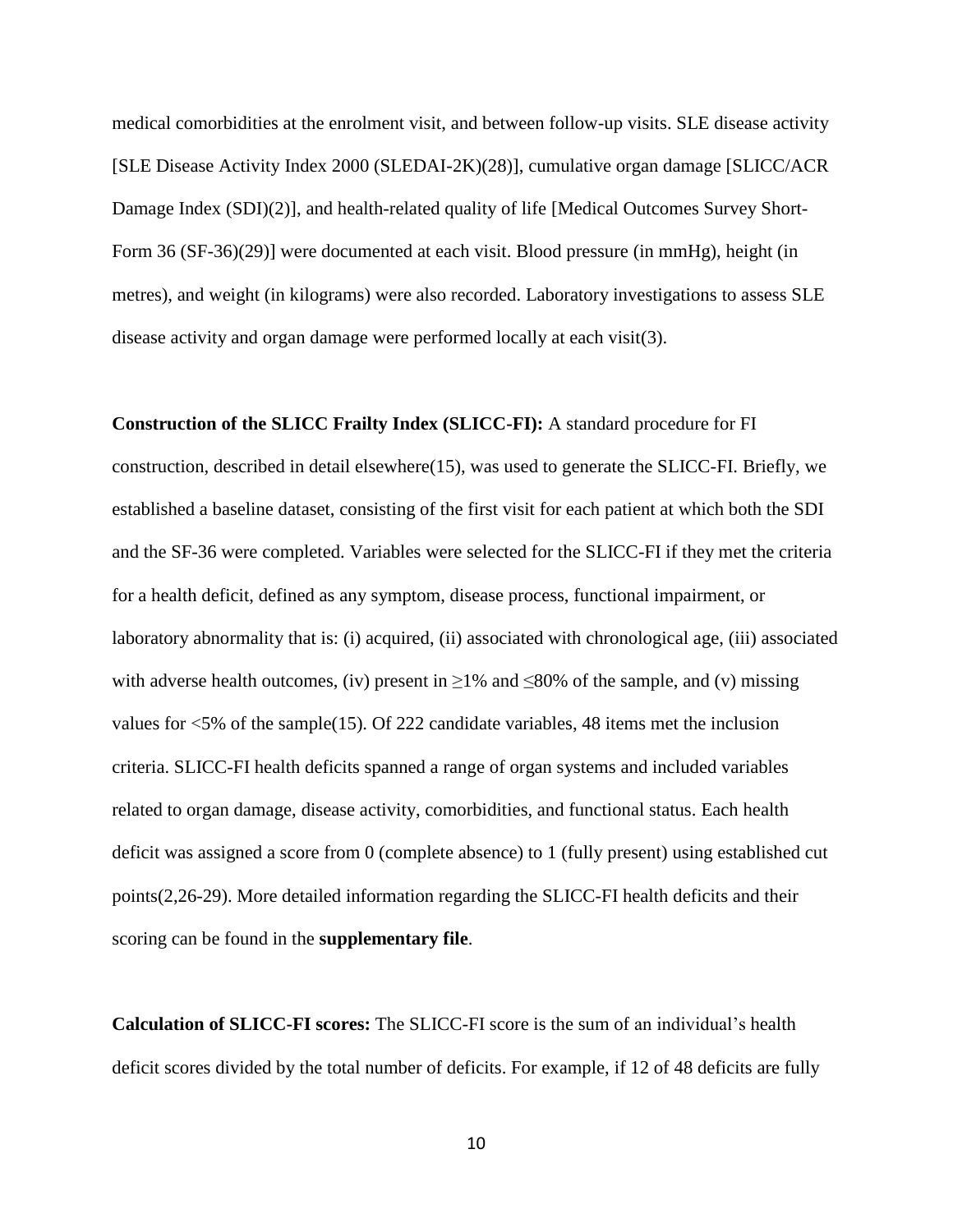medical comorbidities at the enrolment visit, and between follow-up visits. SLE disease activity [SLE Disease Activity Index 2000 (SLEDAI-2K)(28)], cumulative organ damage [SLICC/ACR Damage Index (SDI)(2)], and health-related quality of life [Medical Outcomes Survey Short-Form 36 (SF-36)(29)] were documented at each visit. Blood pressure (in mmHg), height (in metres), and weight (in kilograms) were also recorded. Laboratory investigations to assess SLE disease activity and organ damage were performed locally at each visit(3).

**Construction of the SLICC Frailty Index (SLICC-FI):** A standard procedure for FI construction, described in detail elsewhere(15), was used to generate the SLICC-FI. Briefly, we established a baseline dataset, consisting of the first visit for each patient at which both the SDI and the SF-36 were completed. Variables were selected for the SLICC-FI if they met the criteria for a health deficit, defined as any symptom, disease process, functional impairment, or laboratory abnormality that is: (i) acquired, (ii) associated with chronological age, (iii) associated with adverse health outcomes, (iv) present in ≥1% and ≤80% of the sample, and (v) missing values for <5% of the sample(15). Of 222 candidate variables, 48 items met the inclusion criteria. SLICC-FI health deficits spanned a range of organ systems and included variables related to organ damage, disease activity, comorbidities, and functional status. Each health deficit was assigned a score from 0 (complete absence) to 1 (fully present) using established cut points(2,26-29). More detailed information regarding the SLICC-FI health deficits and their scoring can be found in the **supplementary file**.

**Calculation of SLICC-FI scores:** The SLICC-FI score is the sum of an individual's health deficit scores divided by the total number of deficits. For example, if 12 of 48 deficits are fully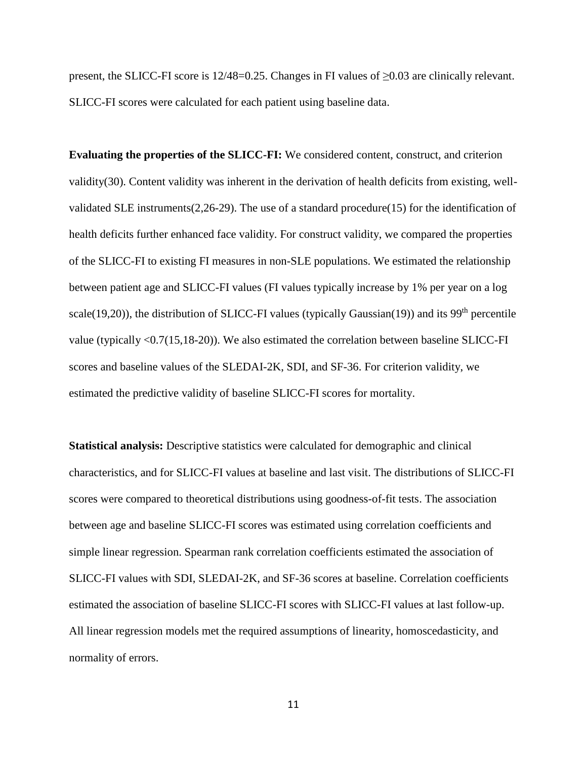present, the SLICC-FI score is 12/48=0.25. Changes in FI values of ≥0.03 are clinically relevant. SLICC-FI scores were calculated for each patient using baseline data.

**Evaluating the properties of the SLICC-FI:** We considered content, construct, and criterion validity(30). Content validity was inherent in the derivation of health deficits from existing, well-validated SLE instruments(2,26-29). The use of a standard procedure(15) for the identification of health deficits further enhanced face validity. For construct validity, we compared the properties of the SLICC-FI to existing FI measures in non-SLE populations. We estimated the relationship between patient age and SLICC-FI values (FI values typically increase by 1% per year on a log scale(19,20)), the distribution of SLICC-FI values (typically Gaussian(19)) and its 99$^{th}$ percentile value (typically <0.7(15,18-20)). We also estimated the correlation between baseline SLICC-FI scores and baseline values of the SLEDAI-2K, SDI, and SF-36. For criterion validity, we estimated the predictive validity of baseline SLICC-FI scores for mortality.

**Statistical analysis:** Descriptive statistics were calculated for demographic and clinical characteristics, and for SLICC-FI values at baseline and last visit. The distributions of SLICC-FI scores were compared to theoretical distributions using goodness-of-fit tests. The association between age and baseline SLICC-FI scores was estimated using correlation coefficients and simple linear regression. Spearman rank correlation coefficients estimated the association of SLICC-FI values with SDI, SLEDAI-2K, and SF-36 scores at baseline. Correlation coefficients estimated the association of baseline SLICC-FI scores with SLICC-FI values at last follow-up. All linear regression models met the required assumptions of linearity, homoscedasticity, and normality of errors.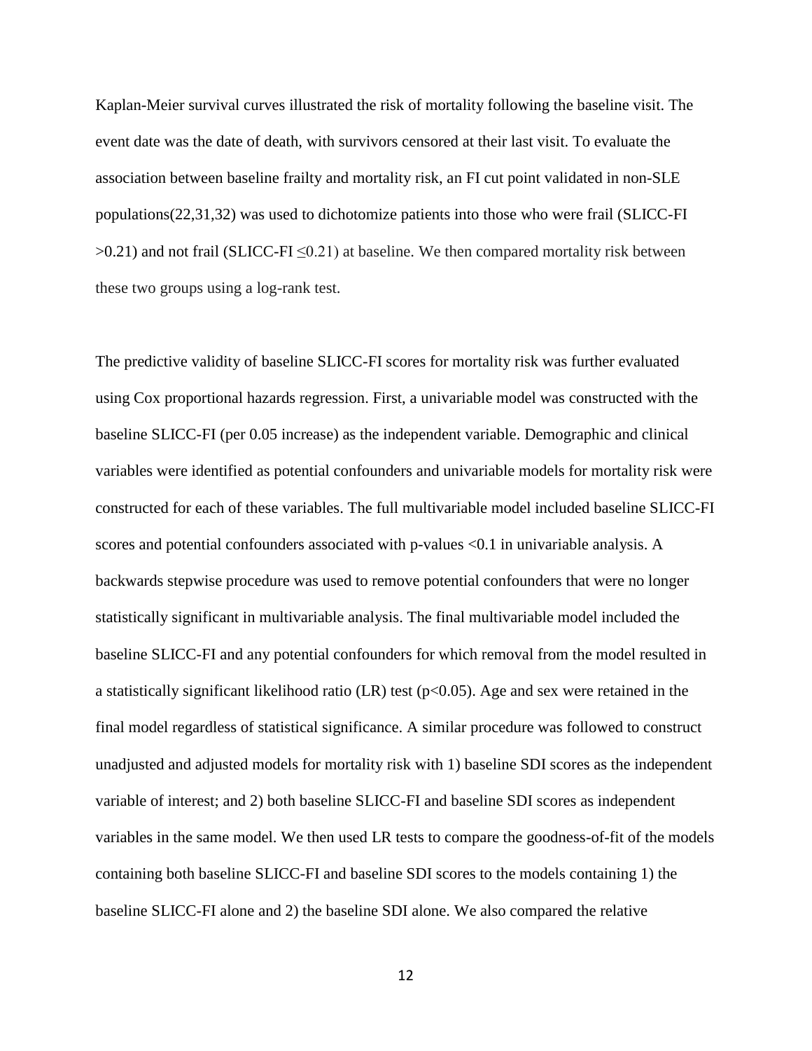Kaplan-Meier survival curves illustrated the risk of mortality following the baseline visit. The event date was the date of death, with survivors censored at their last visit. To evaluate the association between baseline frailty and mortality risk, an FI cut point validated in non-SLE populations(22,31,32) was used to dichotomize patients into those who were frail (SLICC-FI $>0.21$) and not frail (SLICC-FI $\leq 0.21$) at baseline. We then compared mortality risk between these two groups using a log-rank test.

The predictive validity of baseline SLICC-FI scores for mortality risk was further evaluated using Cox proportional hazards regression. First, a univariable model was constructed with the baseline SLICC-FI (per 0.05 increase) as the independent variable. Demographic and clinical variables were identified as potential confounders and univariable models for mortality risk were constructed for each of these variables. The full multivariable model included baseline SLICC-FI scores and potential confounders associated with p-values $<0.1$ in univariable analysis. A backwards stepwise procedure was used to remove potential confounders that were no longer statistically significant in multivariable analysis. The final multivariable model included the baseline SLICC-FI and any potential confounders for which removal from the model resulted in a statistically significant likelihood ratio (LR) test ($p<0.05$). Age and sex were retained in the final model regardless of statistical significance. A similar procedure was followed to construct unadjusted and adjusted models for mortality risk with 1) baseline SDI scores as the independent variable of interest; and 2) both baseline SLICC-FI and baseline SDI scores as independent variables in the same model. We then used LR tests to compare the goodness-of-fit of the models containing both baseline SLICC-FI and baseline SDI scores to the models containing 1) the baseline SLICC-FI alone and 2) the baseline SDI alone. We also compared the relative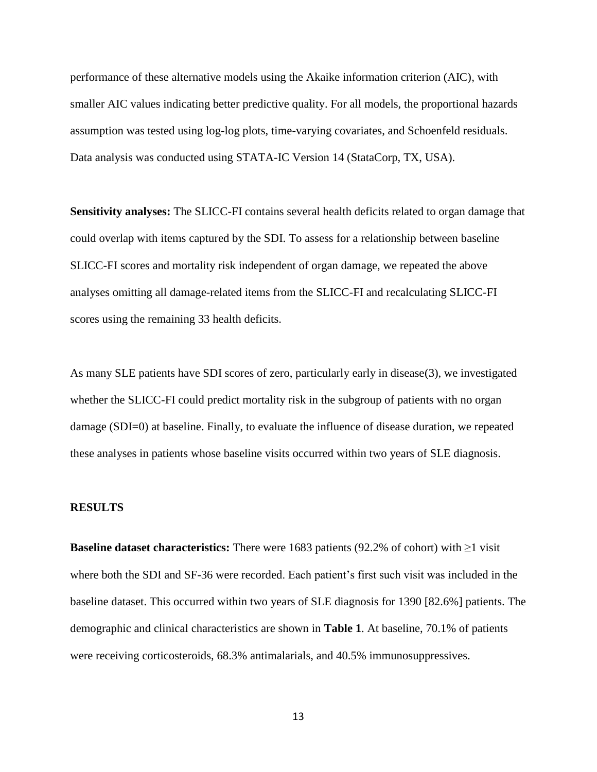performance of these alternative models using the Akaike information criterion (AIC), with smaller AIC values indicating better predictive quality. For all models, the proportional hazards assumption was tested using log-log plots, time-varying covariates, and Schoenfeld residuals. Data analysis was conducted using STATA-IC Version 14 (StataCorp, TX, USA).

**Sensitivity analyses:** The SLICC-FI contains several health deficits related to organ damage that could overlap with items captured by the SDI. To assess for a relationship between baseline SLICC-FI scores and mortality risk independent of organ damage, we repeated the above analyses omitting all damage-related items from the SLICC-FI and recalculating SLICC-FI scores using the remaining 33 health deficits.

As many SLE patients have SDI scores of zero, particularly early in disease(3), we investigated whether the SLICC-FI could predict mortality risk in the subgroup of patients with no organ damage (SDI=0) at baseline. Finally, to evaluate the influence of disease duration, we repeated these analyses in patients whose baseline visits occurred within two years of SLE diagnosis.

## RESULTS

**Baseline dataset characteristics:** There were 1683 patients (92.2% of cohort) with ≥1 visit where both the SDI and SF-36 were recorded. Each patient's first such visit was included in the baseline dataset. This occurred within two years of SLE diagnosis for 1390 [82.6%] patients. The demographic and clinical characteristics are shown in **Table 1**. At baseline, 70.1% of patients were receiving corticosteroids, 68.3% antimalarials, and 40.5% immunosuppressives.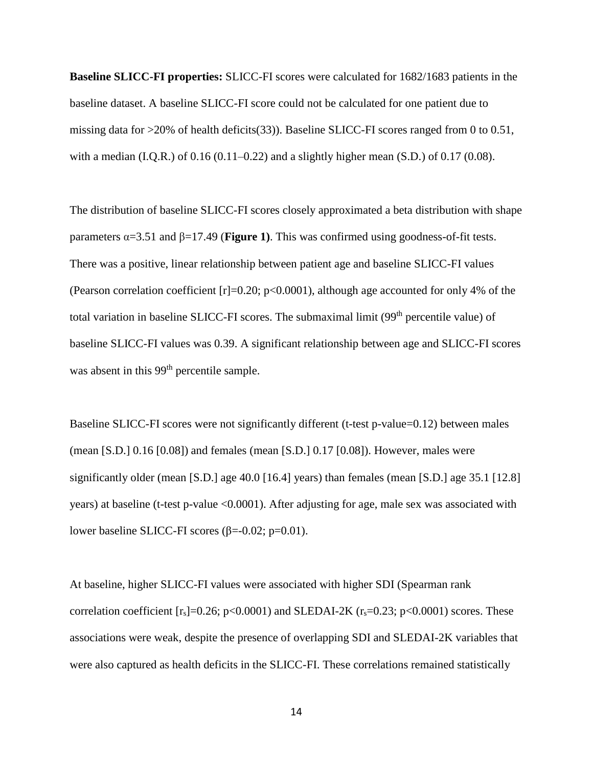**Baseline SLICC-FI properties:** SLICC-FI scores were calculated for 1682/1683 patients in the baseline dataset. A baseline SLICC-FI score could not be calculated for one patient due to missing data for >20% of health deficits(33)). Baseline SLICC-FI scores ranged from 0 to 0.51, with a median (I.Q.R.) of 0.16 (0.11–0.22) and a slightly higher mean (S.D.) of 0.17 (0.08).

The distribution of baseline SLICC-FI scores closely approximated a beta distribution with shape parameters $\alpha$=3.51 and $\beta$=17.49 (**Figure 1)**. This was confirmed using goodness-of-fit tests. There was a positive, linear relationship between patient age and baseline SLICC-FI values (Pearson correlation coefficient [r]=0.20; p<0.0001), although age accounted for only 4% of the total variation in baseline SLICC-FI scores. The submaximal limit (99$^{th}$ percentile value) of baseline SLICC-FI values was 0.39. A significant relationship between age and SLICC-FI scores was absent in this 99$^{th}$ percentile sample.

Baseline SLICC-FI scores were not significantly different (t-test p-value=0.12) between males (mean [S.D.] 0.16 [0.08]) and females (mean [S.D.] 0.17 [0.08]). However, males were significantly older (mean [S.D.] age 40.0 [16.4] years) than females (mean [S.D.] age 35.1 [12.8] years) at baseline (t-test p-value <0.0001). After adjusting for age, male sex was associated with lower baseline SLICC-FI scores ($\beta$=-0.02; p=0.01).

At baseline, higher SLICC-FI values were associated with higher SDI (Spearman rank correlation coefficient [$r_s$]=0.26; p<0.0001) and SLEDAI-2K ($r_s$=0.23; p<0.0001) scores. These associations were weak, despite the presence of overlapping SDI and SLEDAI-2K variables that were also captured as health deficits in the SLICC-FI. These correlations remained statistically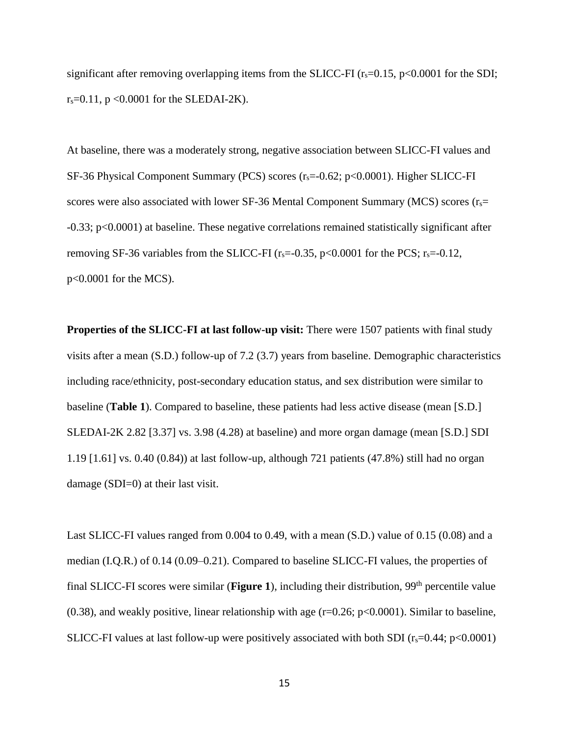significant after removing overlapping items from the SLICC-FI ($r_s$=0.15, p<0.0001 for the SDI; $r_s$=0.11, p <0.0001 for the SLEDAI-2K).

At baseline, there was a moderately strong, negative association between SLICC-FI values and SF-36 Physical Component Summary (PCS) scores ($r_s$=-0.62; p<0.0001). Higher SLICC-FI scores were also associated with lower SF-36 Mental Component Summary (MCS) scores ($r_s$= -0.33; p<0.0001) at baseline. These negative correlations remained statistically significant after removing SF-36 variables from the SLICC-FI ($r_s$=-0.35, p<0.0001 for the PCS; $r_s$=-0.12, p<0.0001 for the MCS).

**Properties of the SLICC-FI at last follow-up visit:** There were 1507 patients with final study visits after a mean (S.D.) follow-up of 7.2 (3.7) years from baseline. Demographic characteristics including race/ethnicity, post-secondary education status, and sex distribution were similar to baseline (**Table 1**). Compared to baseline, these patients had less active disease (mean [S.D.] SLEDAI-2K 2.82 [3.37] vs. 3.98 (4.28) at baseline) and more organ damage (mean [S.D.] SDI 1.19 [1.61] vs. 0.40 (0.84)) at last follow-up, although 721 patients (47.8%) still had no organ damage (SDI=0) at their last visit.

Last SLICC-FI values ranged from 0.004 to 0.49, with a mean (S.D.) value of 0.15 (0.08) and a median (I.Q.R.) of 0.14 (0.09–0.21). Compared to baseline SLICC-FI values, the properties of final SLICC-FI scores were similar (**Figure 1**), including their distribution, 99$^{th}$ percentile value (0.38), and weakly positive, linear relationship with age (r=0.26; p<0.0001). Similar to baseline, SLICC-FI values at last follow-up were positively associated with both SDI ($r_s$=0.44; p<0.0001)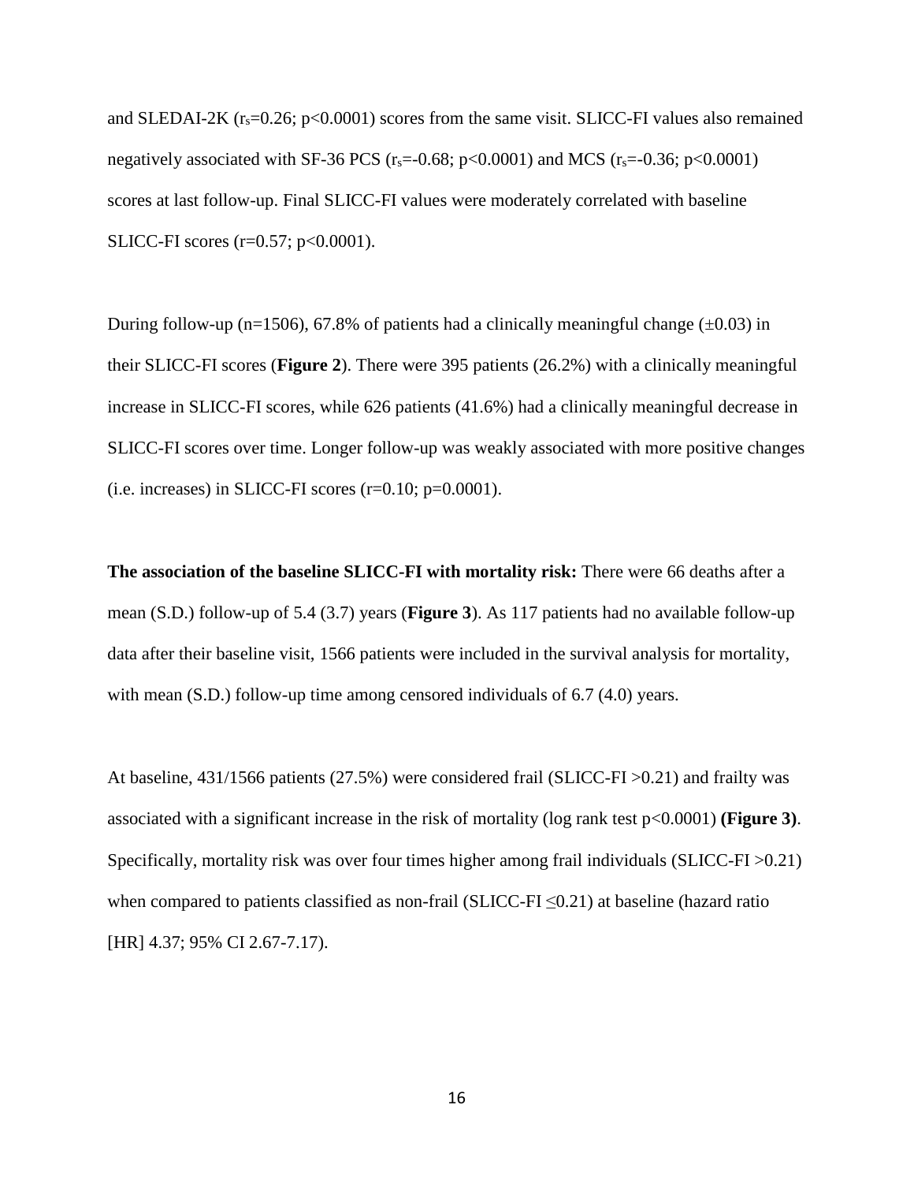and SLEDAI-2K ($r_s$=0.26; $p$<0.0001) scores from the same visit. SLICC-FI values also remained negatively associated with SF-36 PCS ($r_s$=-0.68; $p$<0.0001) and MCS ($r_s$=-0.36; $p$<0.0001) scores at last follow-up. Final SLICC-FI values were moderately correlated with baseline SLICC-FI scores (r=0.57; $p$<0.0001).

During follow-up (n=1506), 67.8% of patients had a clinically meaningful change (±0.03) in their SLICC-FI scores (**Figure 2**). There were 395 patients (26.2%) with a clinically meaningful increase in SLICC-FI scores, while 626 patients (41.6%) had a clinically meaningful decrease in SLICC-FI scores over time. Longer follow-up was weakly associated with more positive changes (i.e. increases) in SLICC-FI scores (r=0.10; p=0.0001).

**The association of the baseline SLICC-FI with mortality risk:** There were 66 deaths after a mean (S.D.) follow-up of 5.4 (3.7) years (**Figure 3**). As 117 patients had no available follow-up data after their baseline visit, 1566 patients were included in the survival analysis for mortality, with mean (S.D.) follow-up time among censored individuals of 6.7 (4.0) years.

At baseline, 431/1566 patients (27.5%) were considered frail (SLICC-FI >0.21) and frailty was associated with a significant increase in the risk of mortality (log rank test p<0.0001) **(Figure 3)**. Specifically, mortality risk was over four times higher among frail individuals (SLICC-FI >0.21) when compared to patients classified as non-frail (SLICC-FI ≤0.21) at baseline (hazard ratio [HR] 4.37; 95% CI 2.67-7.17).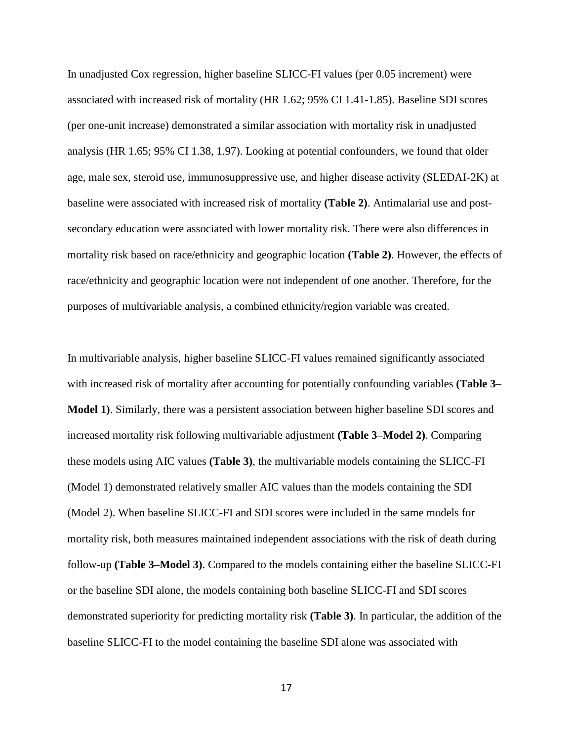In unadjusted Cox regression, higher baseline SLICC-FI values (per 0.05 increment) were associated with increased risk of mortality (HR 1.62; 95% CI 1.41-1.85). Baseline SDI scores (per one-unit increase) demonstrated a similar association with mortality risk in unadjusted analysis (HR 1.65; 95% CI 1.38, 1.97). Looking at potential confounders, we found that older age, male sex, steroid use, immunosuppressive use, and higher disease activity (SLEDAI-2K) at baseline were associated with increased risk of mortality **(Table 2)**. Antimalarial use and post-secondary education were associated with lower mortality risk. There were also differences in mortality risk based on race/ethnicity and geographic location **(Table 2)**. However, the effects of race/ethnicity and geographic location were not independent of one another. Therefore, for the purposes of multivariable analysis, a combined ethnicity/region variable was created.

In multivariable analysis, higher baseline SLICC-FI values remained significantly associated with increased risk of mortality after accounting for potentially confounding variables **(Table 3–Model 1)**. Similarly, there was a persistent association between higher baseline SDI scores and increased mortality risk following multivariable adjustment **(Table 3–Model 2)**. Comparing these models using AIC values **(Table 3)**, the multivariable models containing the SLICC-FI (Model 1) demonstrated relatively smaller AIC values than the models containing the SDI (Model 2). When baseline SLICC-FI and SDI scores were included in the same models for mortality risk, both measures maintained independent associations with the risk of death during follow-up **(Table 3–Model 3)**. Compared to the models containing either the baseline SLICC-FI or the baseline SDI alone, the models containing both baseline SLICC-FI and SDI scores demonstrated superiority for predicting mortality risk **(Table 3)**. In particular, the addition of the baseline SLICC-FI to the model containing the baseline SDI alone was associated with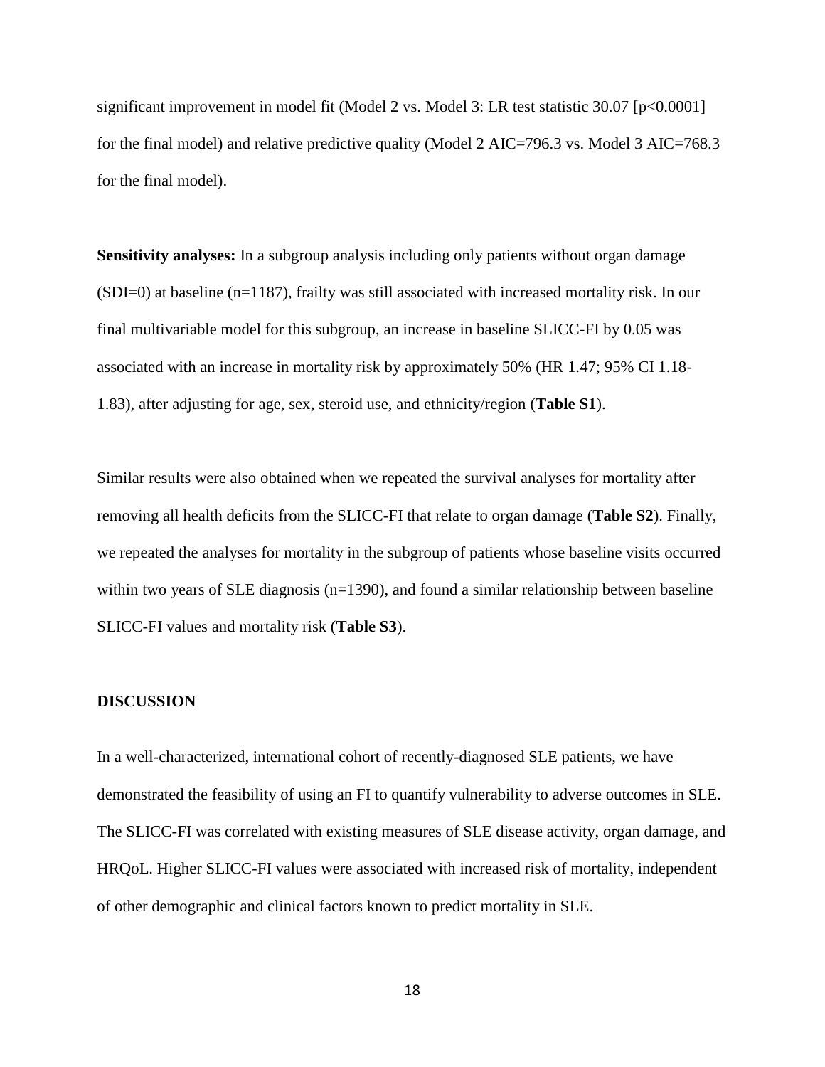significant improvement in model fit (Model 2 vs. Model 3: LR test statistic 30.07 [$p<0.0001$] for the final model) and relative predictive quality (Model 2 AIC=796.3 vs. Model 3 AIC=768.3 for the final model).

**Sensitivity analyses:** In a subgroup analysis including only patients without organ damage (SDI=0) at baseline (n=1187), frailty was still associated with increased mortality risk. In our final multivariable model for this subgroup, an increase in baseline SLICC-FI by 0.05 was associated with an increase in mortality risk by approximately 50% (HR 1.47; 95% CI 1.18-1.83), after adjusting for age, sex, steroid use, and ethnicity/region (**Table S1**).

Similar results were also obtained when we repeated the survival analyses for mortality after removing all health deficits from the SLICC-FI that relate to organ damage (**Table S2**). Finally, we repeated the analyses for mortality in the subgroup of patients whose baseline visits occurred within two years of SLE diagnosis (n=1390), and found a similar relationship between baseline SLICC-FI values and mortality risk (**Table S3**).

## DISCUSSION

In a well-characterized, international cohort of recently-diagnosed SLE patients, we have demonstrated the feasibility of using an FI to quantify vulnerability to adverse outcomes in SLE. The SLICC-FI was correlated with existing measures of SLE disease activity, organ damage, and HRQoL. Higher SLICC-FI values were associated with increased risk of mortality, independent of other demographic and clinical factors known to predict mortality in SLE.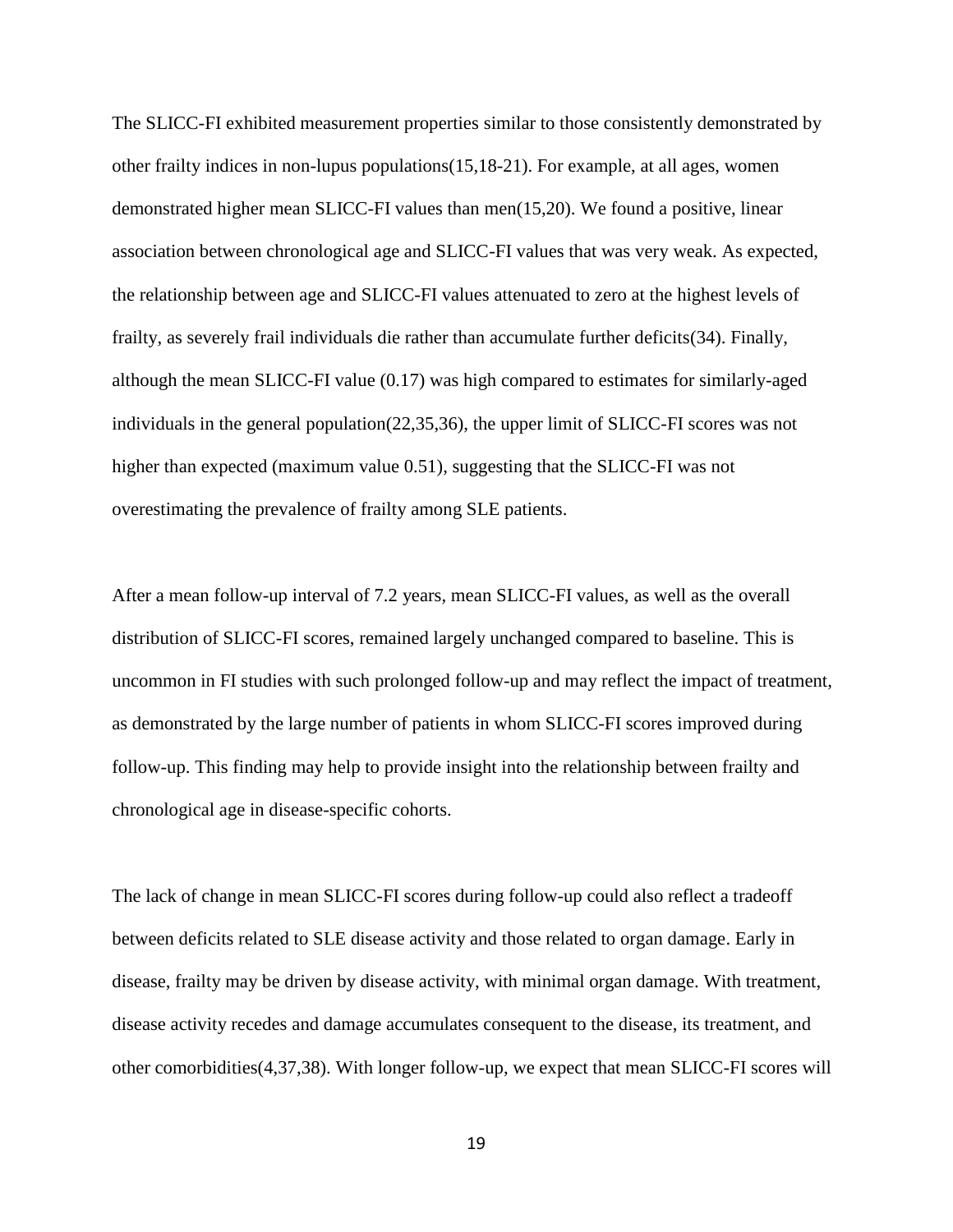The SLICC-FI exhibited measurement properties similar to those consistently demonstrated by other frailty indices in non-lupus populations(15,18-21). For example, at all ages, women demonstrated higher mean SLICC-FI values than men(15,20). We found a positive, linear association between chronological age and SLICC-FI values that was very weak. As expected, the relationship between age and SLICC-FI values attenuated to zero at the highest levels of frailty, as severely frail individuals die rather than accumulate further deficits(34). Finally, although the mean SLICC-FI value (0.17) was high compared to estimates for similarly-aged individuals in the general population(22,35,36), the upper limit of SLICC-FI scores was not higher than expected (maximum value 0.51), suggesting that the SLICC-FI was not overestimating the prevalence of frailty among SLE patients.

After a mean follow-up interval of 7.2 years, mean SLICC-FI values, as well as the overall distribution of SLICC-FI scores, remained largely unchanged compared to baseline. This is uncommon in FI studies with such prolonged follow-up and may reflect the impact of treatment, as demonstrated by the large number of patients in whom SLICC-FI scores improved during follow-up. This finding may help to provide insight into the relationship between frailty and chronological age in disease-specific cohorts.

The lack of change in mean SLICC-FI scores during follow-up could also reflect a tradeoff between deficits related to SLE disease activity and those related to organ damage. Early in disease, frailty may be driven by disease activity, with minimal organ damage. With treatment, disease activity recedes and damage accumulates consequent to the disease, its treatment, and other comorbidities(4,37,38). With longer follow-up, we expect that mean SLICC-FI scores will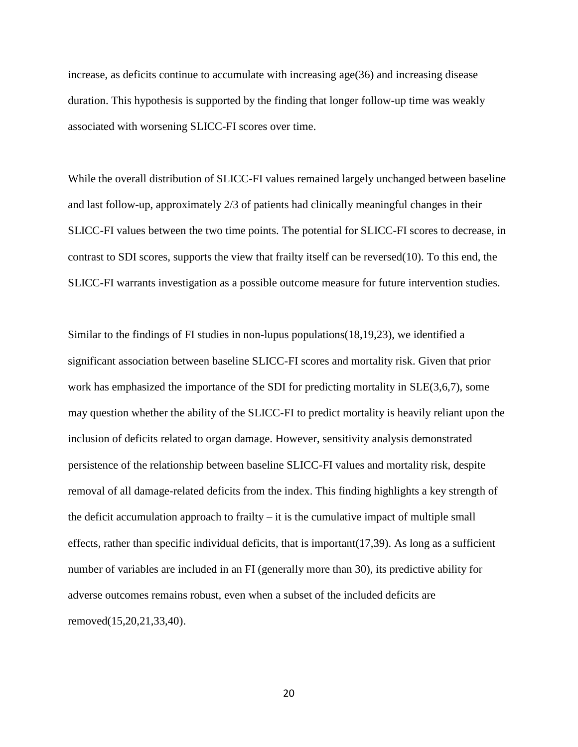increase, as deficits continue to accumulate with increasing age(36) and increasing disease duration. This hypothesis is supported by the finding that longer follow-up time was weakly associated with worsening SLICC-FI scores over time.

While the overall distribution of SLICC-FI values remained largely unchanged between baseline and last follow-up, approximately 2/3 of patients had clinically meaningful changes in their SLICC-FI values between the two time points. The potential for SLICC-FI scores to decrease, in contrast to SDI scores, supports the view that frailty itself can be reversed(10). To this end, the SLICC-FI warrants investigation as a possible outcome measure for future intervention studies.

Similar to the findings of FI studies in non-lupus populations(18,19,23), we identified a significant association between baseline SLICC-FI scores and mortality risk. Given that prior work has emphasized the importance of the SDI for predicting mortality in SLE(3,6,7), some may question whether the ability of the SLICC-FI to predict mortality is heavily reliant upon the inclusion of deficits related to organ damage. However, sensitivity analysis demonstrated persistence of the relationship between baseline SLICC-FI values and mortality risk, despite removal of all damage-related deficits from the index. This finding highlights a key strength of the deficit accumulation approach to frailty – it is the cumulative impact of multiple small effects, rather than specific individual deficits, that is important(17,39). As long as a sufficient number of variables are included in an FI (generally more than 30), its predictive ability for adverse outcomes remains robust, even when a subset of the included deficits are removed(15,20,21,33,40).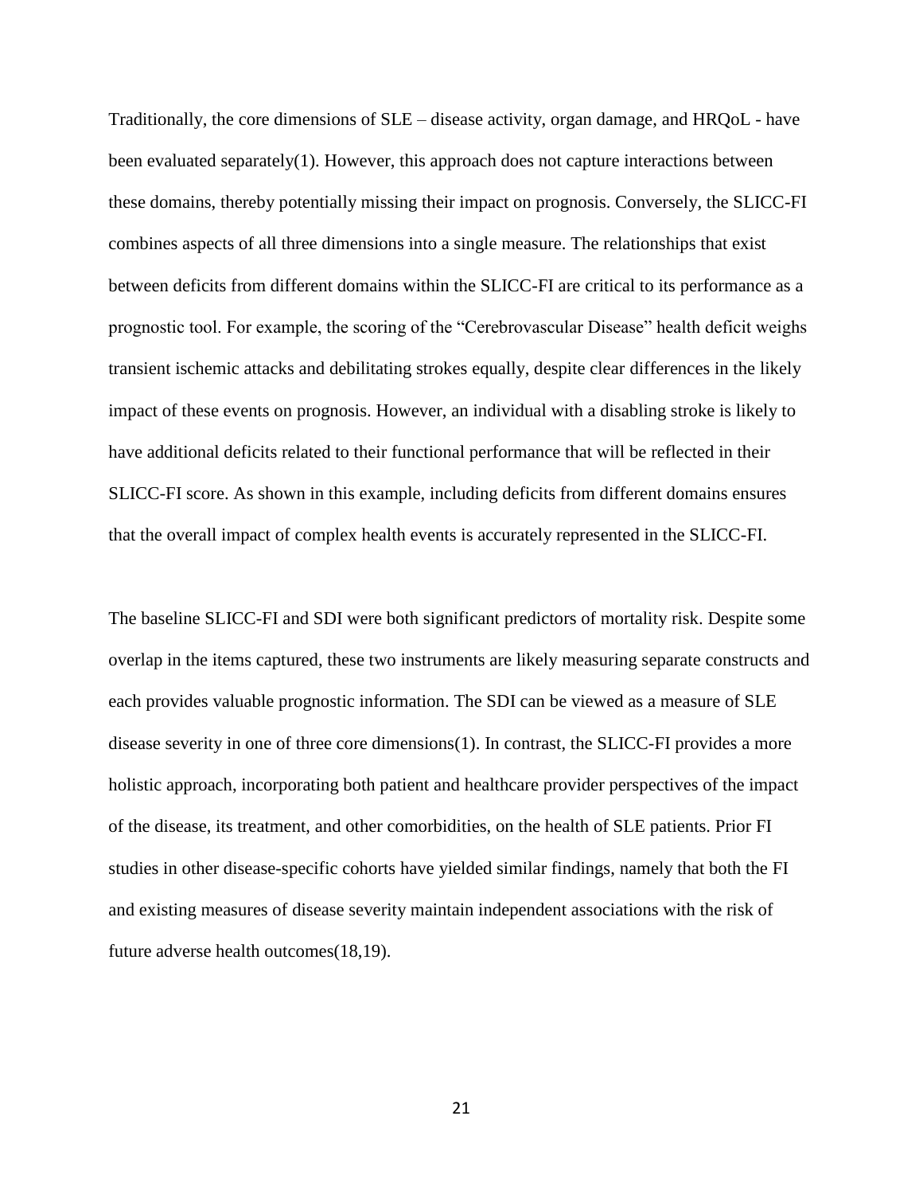Traditionally, the core dimensions of SLE – disease activity, organ damage, and HRQoL - have been evaluated separately(1). However, this approach does not capture interactions between these domains, thereby potentially missing their impact on prognosis. Conversely, the SLICC-FI combines aspects of all three dimensions into a single measure. The relationships that exist between deficits from different domains within the SLICC-FI are critical to its performance as a prognostic tool. For example, the scoring of the "Cerebrovascular Disease" health deficit weighs transient ischemic attacks and debilitating strokes equally, despite clear differences in the likely impact of these events on prognosis. However, an individual with a disabling stroke is likely to have additional deficits related to their functional performance that will be reflected in their SLICC-FI score. As shown in this example, including deficits from different domains ensures that the overall impact of complex health events is accurately represented in the SLICC-FI.

The baseline SLICC-FI and SDI were both significant predictors of mortality risk. Despite some overlap in the items captured, these two instruments are likely measuring separate constructs and each provides valuable prognostic information. The SDI can be viewed as a measure of SLE disease severity in one of three core dimensions(1). In contrast, the SLICC-FI provides a more holistic approach, incorporating both patient and healthcare provider perspectives of the impact of the disease, its treatment, and other comorbidities, on the health of SLE patients. Prior FI studies in other disease-specific cohorts have yielded similar findings, namely that both the FI and existing measures of disease severity maintain independent associations with the risk of future adverse health outcomes(18,19).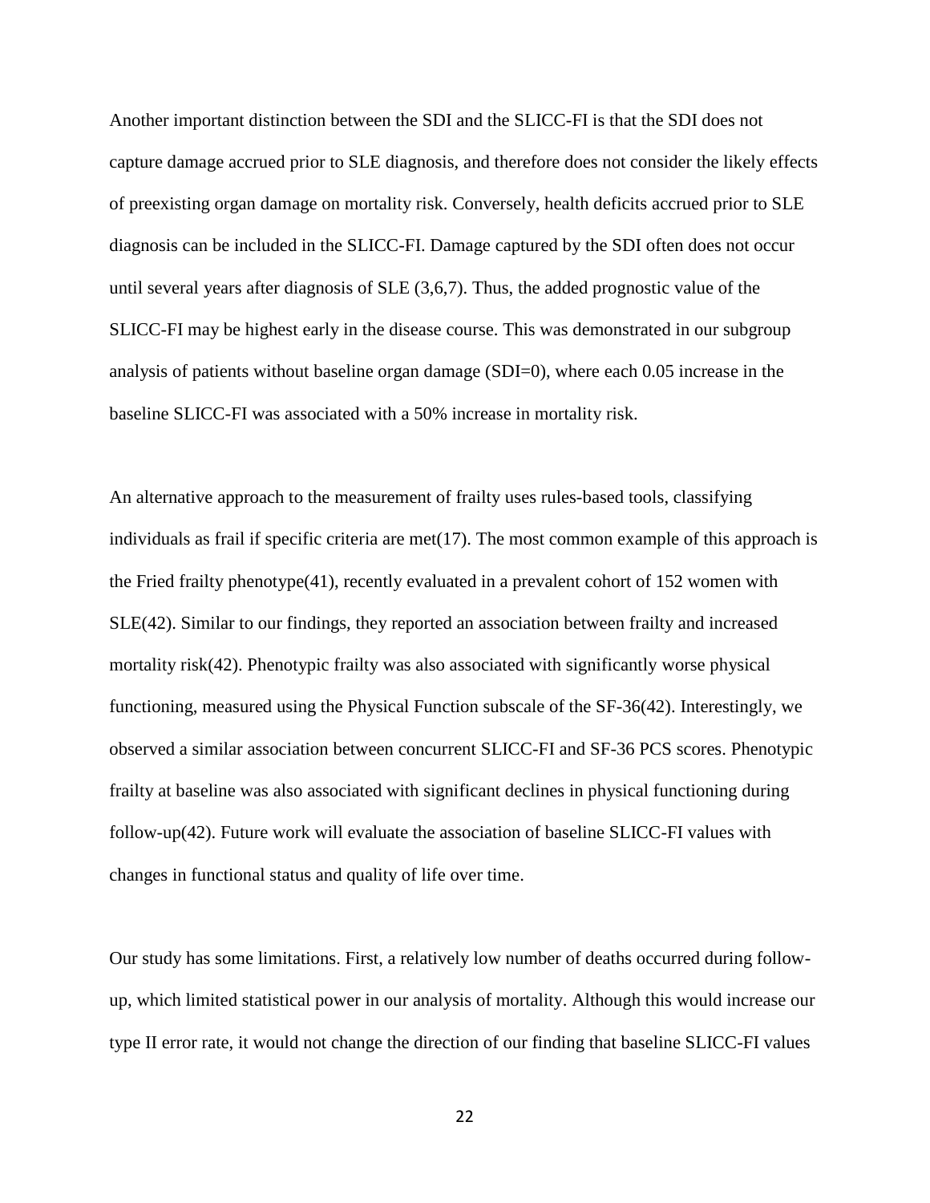Another important distinction between the SDI and the SLICC-FI is that the SDI does not capture damage accrued prior to SLE diagnosis, and therefore does not consider the likely effects of preexisting organ damage on mortality risk. Conversely, health deficits accrued prior to SLE diagnosis can be included in the SLICC-FI. Damage captured by the SDI often does not occur until several years after diagnosis of SLE (3,6,7). Thus, the added prognostic value of the SLICC-FI may be highest early in the disease course. This was demonstrated in our subgroup analysis of patients without baseline organ damage (SDI=0), where each 0.05 increase in the baseline SLICC-FI was associated with a 50% increase in mortality risk.

An alternative approach to the measurement of frailty uses rules-based tools, classifying individuals as frail if specific criteria are met(17). The most common example of this approach is the Fried frailty phenotype(41), recently evaluated in a prevalent cohort of 152 women with SLE(42). Similar to our findings, they reported an association between frailty and increased mortality risk(42). Phenotypic frailty was also associated with significantly worse physical functioning, measured using the Physical Function subscale of the SF-36(42). Interestingly, we observed a similar association between concurrent SLICC-FI and SF-36 PCS scores. Phenotypic frailty at baseline was also associated with significant declines in physical functioning during follow-up(42). Future work will evaluate the association of baseline SLICC-FI values with changes in functional status and quality of life over time.

Our study has some limitations. First, a relatively low number of deaths occurred during follow-up, which limited statistical power in our analysis of mortality. Although this would increase our type II error rate, it would not change the direction of our finding that baseline SLICC-FI values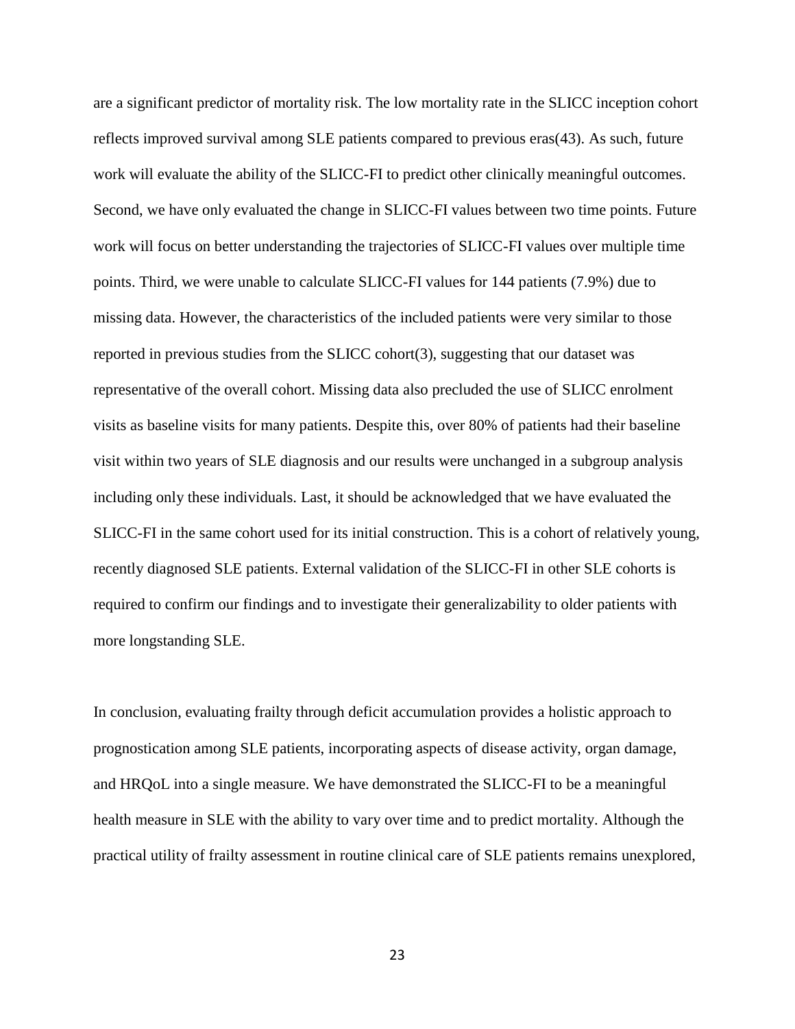are a significant predictor of mortality risk. The low mortality rate in the SLICC inception cohort reflects improved survival among SLE patients compared to previous eras(43). As such, future work will evaluate the ability of the SLICC-FI to predict other clinically meaningful outcomes. Second, we have only evaluated the change in SLICC-FI values between two time points. Future work will focus on better understanding the trajectories of SLICC-FI values over multiple time points. Third, we were unable to calculate SLICC-FI values for 144 patients (7.9%) due to missing data. However, the characteristics of the included patients were very similar to those reported in previous studies from the SLICC cohort(3), suggesting that our dataset was representative of the overall cohort. Missing data also precluded the use of SLICC enrolment visits as baseline visits for many patients. Despite this, over 80% of patients had their baseline visit within two years of SLE diagnosis and our results were unchanged in a subgroup analysis including only these individuals. Last, it should be acknowledged that we have evaluated the SLICC-FI in the same cohort used for its initial construction. This is a cohort of relatively young, recently diagnosed SLE patients. External validation of the SLICC-FI in other SLE cohorts is required to confirm our findings and to investigate their generalizability to older patients with more longstanding SLE.

In conclusion, evaluating frailty through deficit accumulation provides a holistic approach to prognostication among SLE patients, incorporating aspects of disease activity, organ damage, and HRQoL into a single measure. We have demonstrated the SLICC-FI to be a meaningful health measure in SLE with the ability to vary over time and to predict mortality. Although the practical utility of frailty assessment in routine clinical care of SLE patients remains unexplored,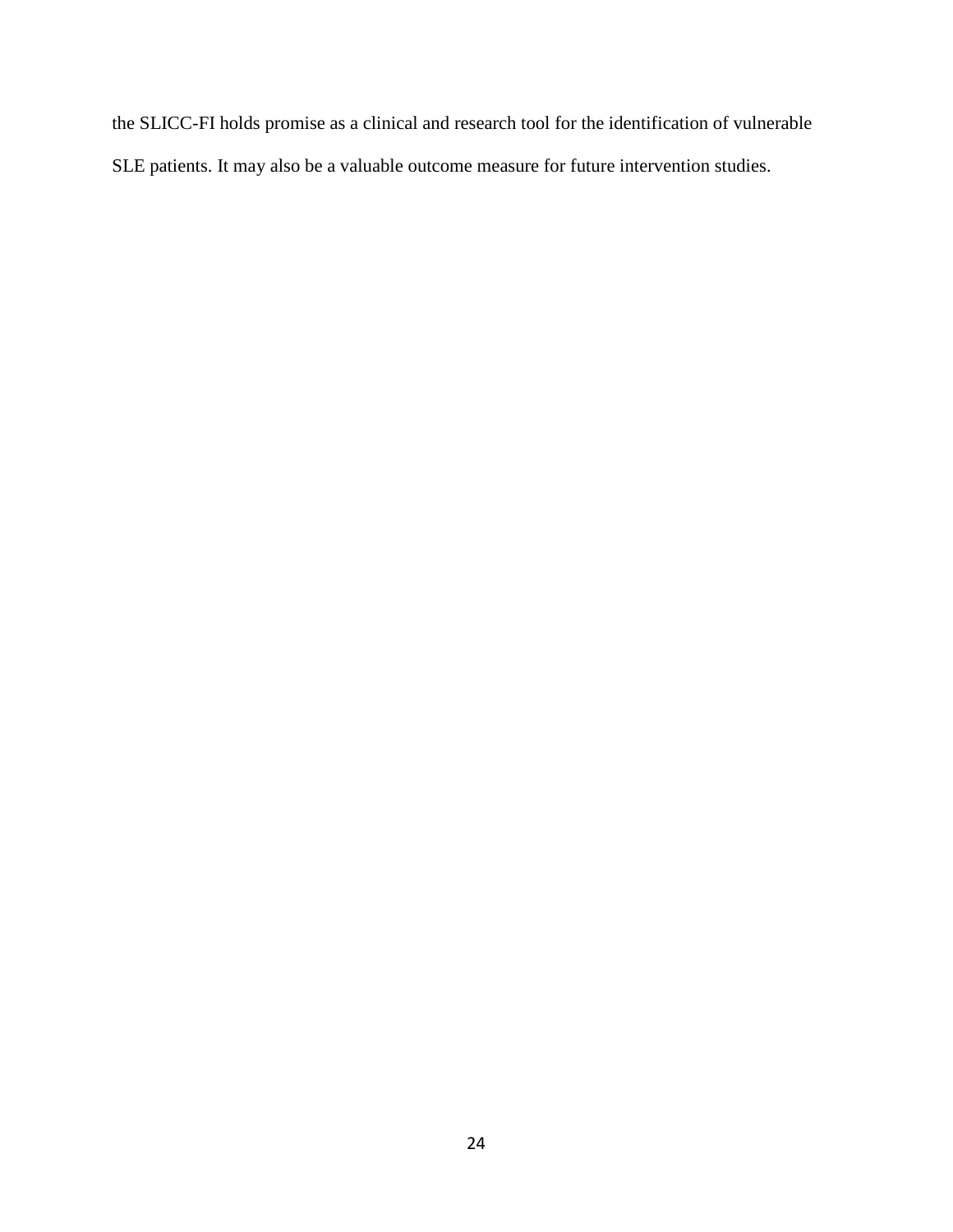the SLICC-FI holds promise as a clinical and research tool for the identification of vulnerable SLE patients. It may also be a valuable outcome measure for future intervention studies.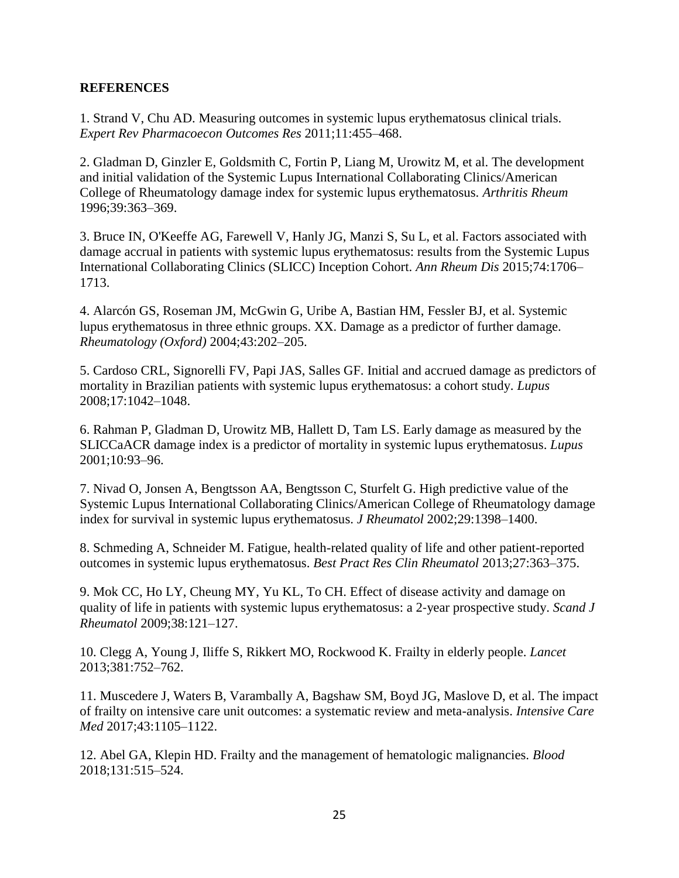## REFERENCES

1. Strand V, Chu AD. Measuring outcomes in systemic lupus erythematosus clinical trials. *Expert Rev Pharmacoecon Outcomes Res* 2011;11:455–468.

2. Gladman D, Ginzler E, Goldsmith C, Fortin P, Liang M, Urowitz M, et al. The development and initial validation of the Systemic Lupus International Collaborating Clinics/American College of Rheumatology damage index for systemic lupus erythematosus. *Arthritis Rheum* 1996;39:363–369.

3. Bruce IN, O'Keeffe AG, Farewell V, Hanly JG, Manzi S, Su L, et al. Factors associated with damage accrual in patients with systemic lupus erythematosus: results from the Systemic Lupus International Collaborating Clinics (SLICC) Inception Cohort. *Ann Rheum Dis* 2015;74:1706–1713.

4. Alarcón GS, Roseman JM, McGwin G, Uribe A, Bastian HM, Fessler BJ, et al. Systemic lupus erythematosus in three ethnic groups. XX. Damage as a predictor of further damage. *Rheumatology (Oxford)* 2004;43:202–205.

5. Cardoso CRL, Signorelli FV, Papi JAS, Salles GF. Initial and accrued damage as predictors of mortality in Brazilian patients with systemic lupus erythematosus: a cohort study. *Lupus* 2008;17:1042–1048.

6. Rahman P, Gladman D, Urowitz MB, Hallett D, Tam LS. Early damage as measured by the SLICCaACR damage index is a predictor of mortality in systemic lupus erythematosus. *Lupus* 2001;10:93–96.

7. Nivad O, Jonsen A, Bengtsson AA, Bengtsson C, Sturfelt G. High predictive value of the Systemic Lupus International Collaborating Clinics/American College of Rheumatology damage index for survival in systemic lupus erythematosus. *J Rheumatol* 2002;29:1398–1400.

8. Schmeding A, Schneider M. Fatigue, health-related quality of life and other patient-reported outcomes in systemic lupus erythematosus. *Best Pract Res Clin Rheumatol* 2013;27:363–375.

9. Mok CC, Ho LY, Cheung MY, Yu KL, To CH. Effect of disease activity and damage on quality of life in patients with systemic lupus erythematosus: a 2-year prospective study. *Scand J Rheumatol* 2009;38:121–127.

10. Clegg A, Young J, Iliffe S, Rikkert MO, Rockwood K. Frailty in elderly people. *Lancet* 2013;381:752–762.

11. Muscedere J, Waters B, Varambally A, Bagshaw SM, Boyd JG, Maslove D, et al. The impact of frailty on intensive care unit outcomes: a systematic review and meta-analysis. *Intensive Care Med* 2017;43:1105–1122.

12. Abel GA, Klepin HD. Frailty and the management of hematologic malignancies. *Blood* 2018;131:515–524.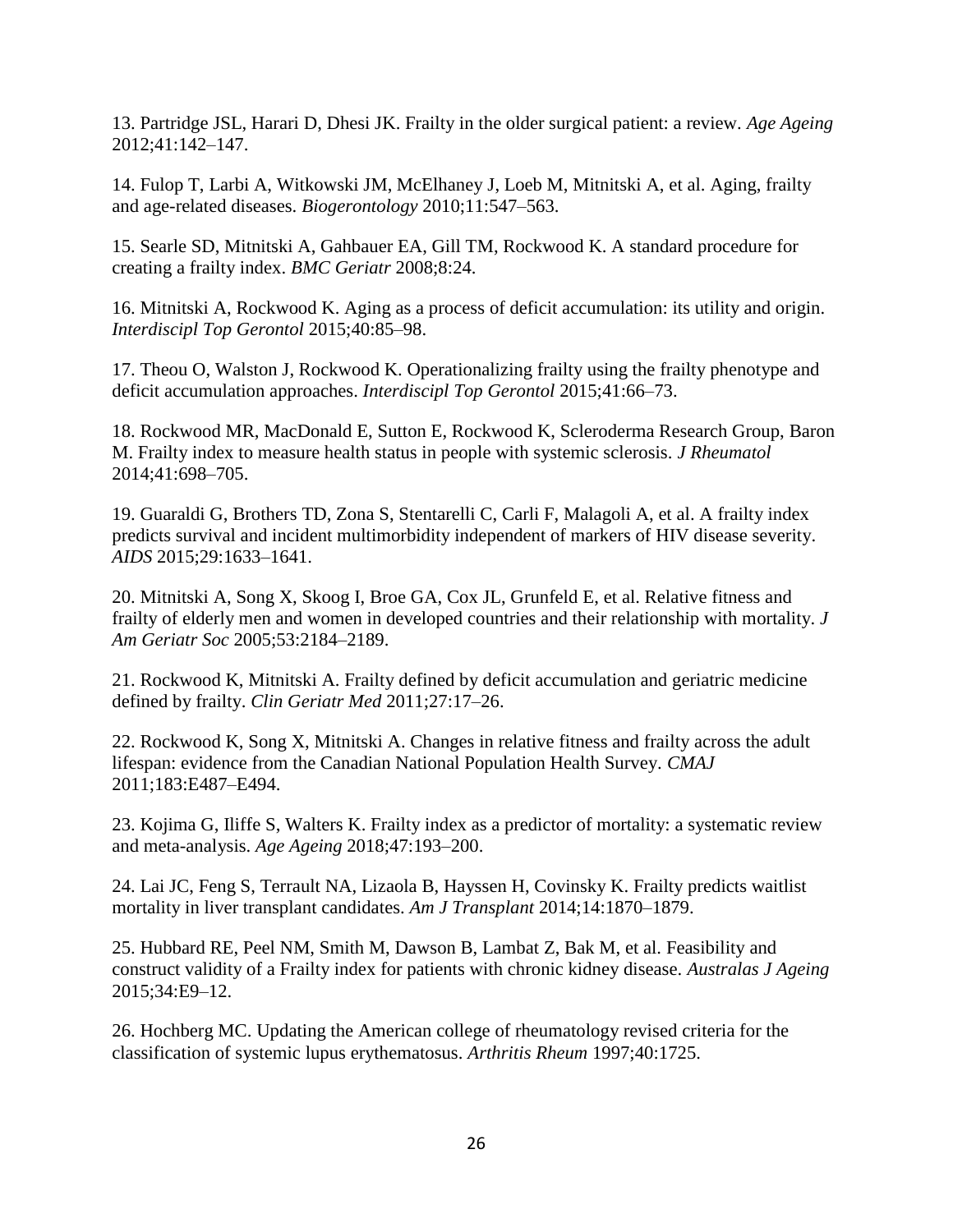13. Partridge JSL, Harari D, Dhesi JK. Frailty in the older surgical patient: a review. *Age Ageing* 2012;41:142–147.

14. Fulop T, Larbi A, Witkowski JM, McElhaney J, Loeb M, Mitnitski A, et al. Aging, frailty and age-related diseases. *Biogerontology* 2010;11:547–563.

15. Searle SD, Mitnitski A, Gahbauer EA, Gill TM, Rockwood K. A standard procedure for creating a frailty index. *BMC Geriatr* 2008;8:24.

16. Mitnitski A, Rockwood K. Aging as a process of deficit accumulation: its utility and origin. *Interdiscipl Top Gerontol* 2015;40:85–98.

17. Theou O, Walston J, Rockwood K. Operationalizing frailty using the frailty phenotype and deficit accumulation approaches. *Interdiscipl Top Gerontol* 2015;41:66–73.

18. Rockwood MR, MacDonald E, Sutton E, Rockwood K, Scleroderma Research Group, Baron M. Frailty index to measure health status in people with systemic sclerosis. *J Rheumatol* 2014;41:698–705.

19. Guaraldi G, Brothers TD, Zona S, Stentarelli C, Carli F, Malagoli A, et al. A frailty index predicts survival and incident multimorbidity independent of markers of HIV disease severity. *AIDS* 2015;29:1633–1641.

20. Mitnitski A, Song X, Skoog I, Broe GA, Cox JL, Grunfeld E, et al. Relative fitness and frailty of elderly men and women in developed countries and their relationship with mortality. *J Am Geriatr Soc* 2005;53:2184–2189.

21. Rockwood K, Mitnitski A. Frailty defined by deficit accumulation and geriatric medicine defined by frailty. *Clin Geriatr Med* 2011;27:17–26.

22. Rockwood K, Song X, Mitnitski A. Changes in relative fitness and frailty across the adult lifespan: evidence from the Canadian National Population Health Survey. *CMAJ* 2011;183:E487–E494.

23. Kojima G, Iliffe S, Walters K. Frailty index as a predictor of mortality: a systematic review and meta-analysis. *Age Ageing* 2018;47:193–200.

24. Lai JC, Feng S, Terrault NA, Lizaola B, Hayssen H, Covinsky K. Frailty predicts waitlist mortality in liver transplant candidates. *Am J Transplant* 2014;14:1870–1879.

25. Hubbard RE, Peel NM, Smith M, Dawson B, Lambat Z, Bak M, et al. Feasibility and construct validity of a Frailty index for patients with chronic kidney disease. *Australas J Ageing* 2015;34:E9–12.

26. Hochberg MC. Updating the American college of rheumatology revised criteria for the classification of systemic lupus erythematosus. *Arthritis Rheum* 1997;40:1725.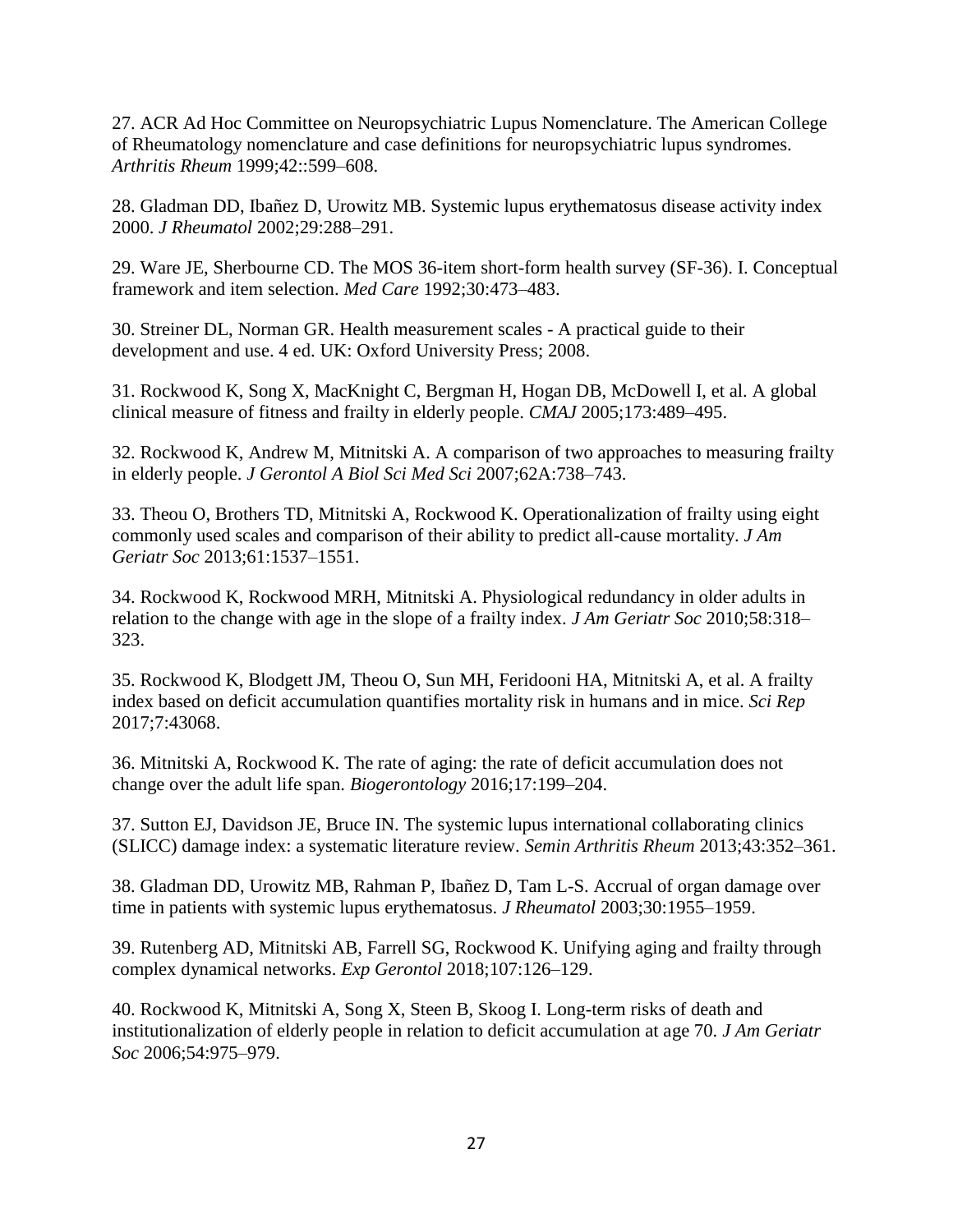27. ACR Ad Hoc Committee on Neuropsychiatric Lupus Nomenclature. The American College of Rheumatology nomenclature and case definitions for neuropsychiatric lupus syndromes. *Arthritis Rheum* 1999;42::599–608.

28. Gladman DD, Ibañez D, Urowitz MB. Systemic lupus erythematosus disease activity index 2000. *J Rheumatol* 2002;29:288–291.

29. Ware JE, Sherbourne CD. The MOS 36-item short-form health survey (SF-36). I. Conceptual framework and item selection. *Med Care* 1992;30:473–483.

30. Streiner DL, Norman GR. Health measurement scales - A practical guide to their development and use. 4 ed. UK: Oxford University Press; 2008.

31. Rockwood K, Song X, MacKnight C, Bergman H, Hogan DB, McDowell I, et al. A global clinical measure of fitness and frailty in elderly people. *CMAJ* 2005;173:489–495.

32. Rockwood K, Andrew M, Mitnitski A. A comparison of two approaches to measuring frailty in elderly people. *J Gerontol A Biol Sci Med Sci* 2007;62A:738–743.

33. Theou O, Brothers TD, Mitnitski A, Rockwood K. Operationalization of frailty using eight commonly used scales and comparison of their ability to predict all-cause mortality. *J Am Geriatr Soc* 2013;61:1537–1551.

34. Rockwood K, Rockwood MRH, Mitnitski A. Physiological redundancy in older adults in relation to the change with age in the slope of a frailty index. *J Am Geriatr Soc* 2010;58:318–323.

35. Rockwood K, Blodgett JM, Theou O, Sun MH, Feridooni HA, Mitnitski A, et al. A frailty index based on deficit accumulation quantifies mortality risk in humans and in mice. *Sci Rep* 2017;7:43068.

36. Mitnitski A, Rockwood K. The rate of aging: the rate of deficit accumulation does not change over the adult life span. *Biogerontology* 2016;17:199–204.

37. Sutton EJ, Davidson JE, Bruce IN. The systemic lupus international collaborating clinics (SLICC) damage index: a systematic literature review. *Semin Arthritis Rheum* 2013;43:352–361.

38. Gladman DD, Urowitz MB, Rahman P, Ibañez D, Tam L-S. Accrual of organ damage over time in patients with systemic lupus erythematosus. *J Rheumatol* 2003;30:1955–1959.

39. Rutenberg AD, Mitnitski AB, Farrell SG, Rockwood K. Unifying aging and frailty through complex dynamical networks. *Exp Gerontol* 2018;107:126–129.

40. Rockwood K, Mitnitski A, Song X, Steen B, Skoog I. Long-term risks of death and institutionalization of elderly people in relation to deficit accumulation at age 70. *J Am Geriatr Soc* 2006;54:975–979.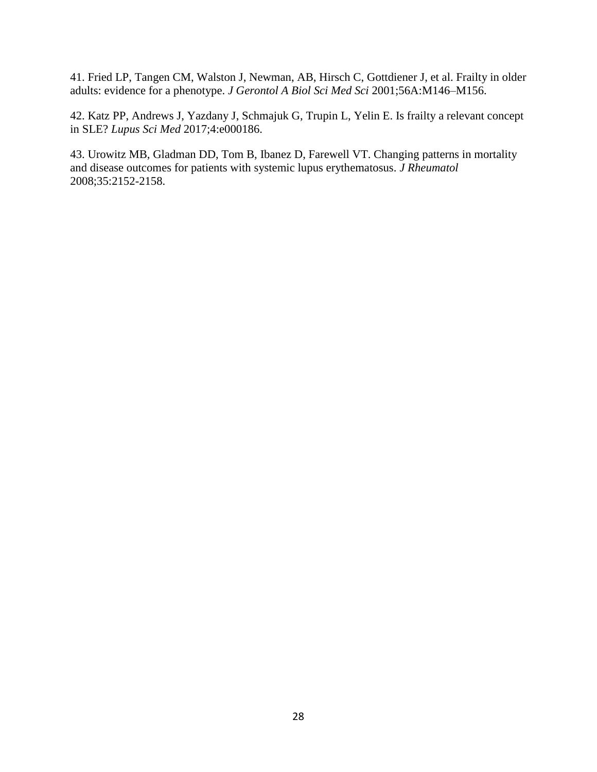41. Fried LP, Tangen CM, Walston J, Newman, AB, Hirsch C, Gottdiener J, et al. Frailty in older adults: evidence for a phenotype. *J Gerontol A Biol Sci Med Sci* 2001;56A:M146–M156.

42. Katz PP, Andrews J, Yazdany J, Schmajuk G, Trupin L, Yelin E. Is frailty a relevant concept in SLE? *Lupus Sci Med* 2017;4:e000186.

43. Urowitz MB, Gladman DD, Tom B, Ibanez D, Farewell VT. Changing patterns in mortality and disease outcomes for patients with systemic lupus erythematosus. *J Rheumatol* 2008;35:2152-2158.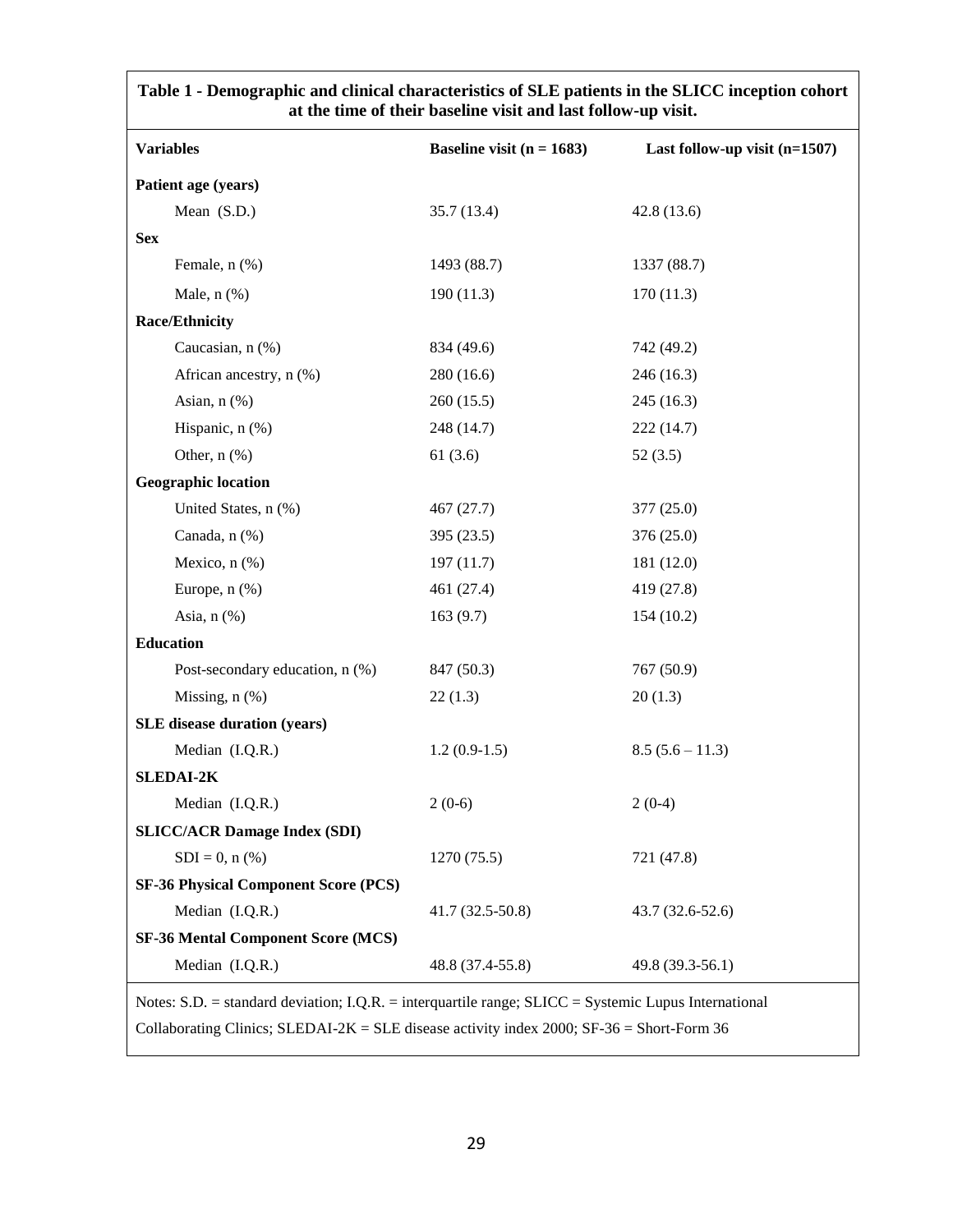**Table 1 - Demographic and clinical characteristics of SLE patients in the SLICC inception cohort at the time of their baseline visit and last follow-up visit.**

| Variables | Baseline visit (n = 1683) | Last follow-up visit (n=1507) |
|---|---|---|
| **Patient age (years)** | | |
| Mean (S.D.) | 35.7 (13.4) | 42.8 (13.6) |
| **Sex** | | |
| Female, n (%) | 1493 (88.7) | 1337 (88.7) |
| Male, n (%) | 190 (11.3) | 170 (11.3) |
| **Race/Ethnicity** | | |
| Caucasian, n (%) | 834 (49.6) | 742 (49.2) |
| African ancestry, n (%) | 280 (16.6) | 246 (16.3) |
| Asian, n (%) | 260 (15.5) | 245 (16.3) |
| Hispanic, n (%) | 248 (14.7) | 222 (14.7) |
| Other, n (%) | 61 (3.6) | 52 (3.5) |
| **Geographic location** | | |
| United States, n (%) | 467 (27.7) | 377 (25.0) |
| Canada, n (%) | 395 (23.5) | 376 (25.0) |
| Mexico, n (%) | 197 (11.7) | 181 (12.0) |
| Europe, n (%) | 461 (27.4) | 419 (27.8) |
| Asia, n (%) | 163 (9.7) | 154 (10.2) |
| **Education** | | |
| Post-secondary education, n (%) | 847 (50.3) | 767 (50.9) |
| Missing, n (%) | 22 (1.3) | 20 (1.3) |
| **SLE disease duration (years)** | | |
| Median (I.Q.R.) | 1.2 (0.9-1.5) | 8.5 (5.6 – 11.3) |
| **SLEDAI-2K** | | |
| Median (I.Q.R.) | 2 (0-6) | 2 (0-4) |
| **SLICC/ACR Damage Index (SDI)** | | |
| SDI = 0, n (%) | 1270 (75.5) | 721 (47.8) |
| **SF-36 Physical Component Score (PCS)** | | |
| Median (I.Q.R.) | 41.7 (32.5-50.8) | 43.7 (32.6-52.6) |
| **SF-36 Mental Component Score (MCS)** | | |
| Median (I.Q.R.) | 48.8 (37.4-55.8) | 49.8 (39.3-56.1) |

Notes: S.D. = standard deviation; I.Q.R. = interquartile range; SLICC = Systemic Lupus International Collaborating Clinics; SLEDAI-2K = SLE disease activity index 2000; SF-36 = Short-Form 36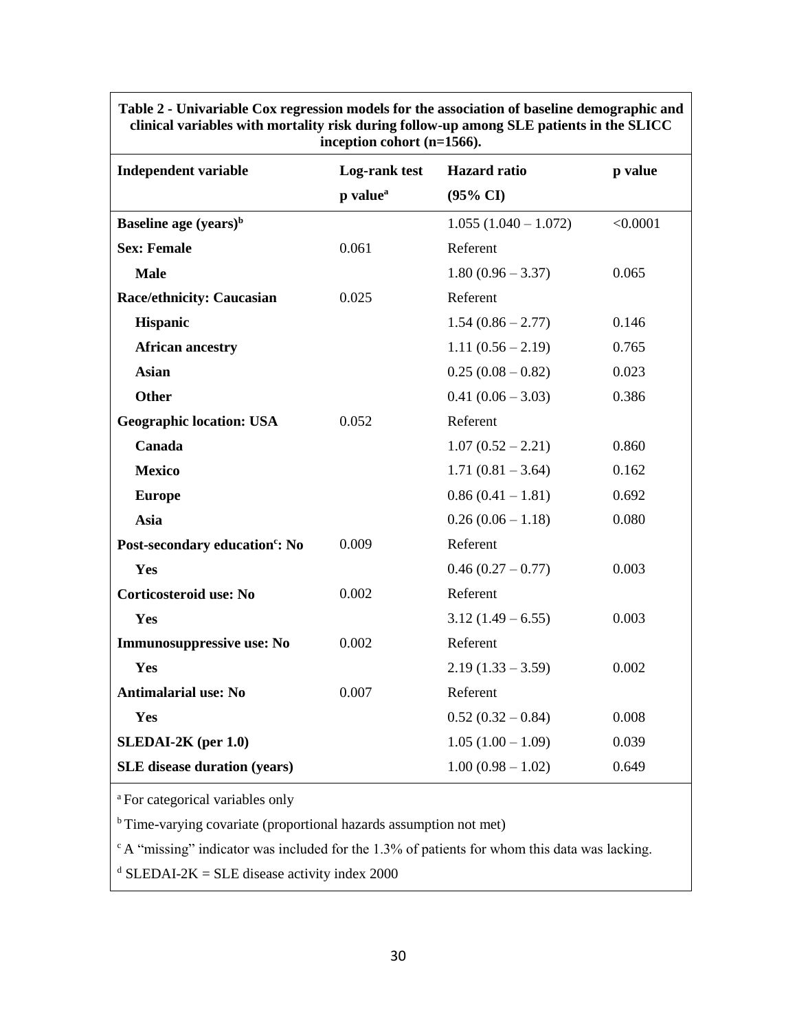**Table 2 - Univariable Cox regression models for the association of baseline demographic and clinical variables with mortality risk during follow-up among SLE patients in the SLICC inception cohort (n=1566).**

| Independent variable | Log-rank test p value[a] | Hazard ratio (95% CI) | p value |
|---|---|---|---|
| **Baseline age (years)[b]** | | 1.055 (1.040 – 1.072) | <0.0001 |
| **Sex: Female** | 0.061 | Referent | |
| **Male** | | 1.80 (0.96 – 3.37) | 0.065 |
| **Race/ethnicity: Caucasian** | 0.025 | Referent | |
| **Hispanic** | | 1.54 (0.86 – 2.77) | 0.146 |
| **African ancestry** | | 1.11 (0.56 – 2.19) | 0.765 |
| **Asian** | | 0.25 (0.08 – 0.82) | 0.023 |
| **Other** | | 0.41 (0.06 – 3.03) | 0.386 |
| **Geographic location: USA** | 0.052 | Referent | |
| **Canada** | | 1.07 (0.52 – 2.21) | 0.860 |
| **Mexico** | | 1.71 (0.81 – 3.64) | 0.162 |
| **Europe** | | 0.86 (0.41 – 1.81) | 0.692 |
| **Asia** | | 0.26 (0.06 – 1.18) | 0.080 |
| **Post-secondary education[c]: No** | 0.009 | Referent | |
| **Yes** | | 0.46 (0.27 – 0.77) | 0.003 |
| **Corticosteroid use: No** | 0.002 | Referent | |
| **Yes** | | 3.12 (1.49 – 6.55) | 0.003 |
| **Immunosuppressive use: No** | 0.002 | Referent | |
| **Yes** | | 2.19 (1.33 – 3.59) | 0.002 |
| **Antimalarial use: No** | 0.007 | Referent | |
| **Yes** | | 0.52 (0.32 – 0.84) | 0.008 |
| **SLEDAI-2K (per 1.0)** | | 1.05 (1.00 – 1.09) | 0.039 |
| **SLE disease duration (years)** | | 1.00 (0.98 – 1.02) | 0.649 |

[a] For categorical variables only

[b] Time-varying covariate (proportional hazards assumption not met)

[c] A "missing" indicator was included for the 1.3% of patients for whom this data was lacking.

[d] SLEDAI-2K = SLE disease activity index 2000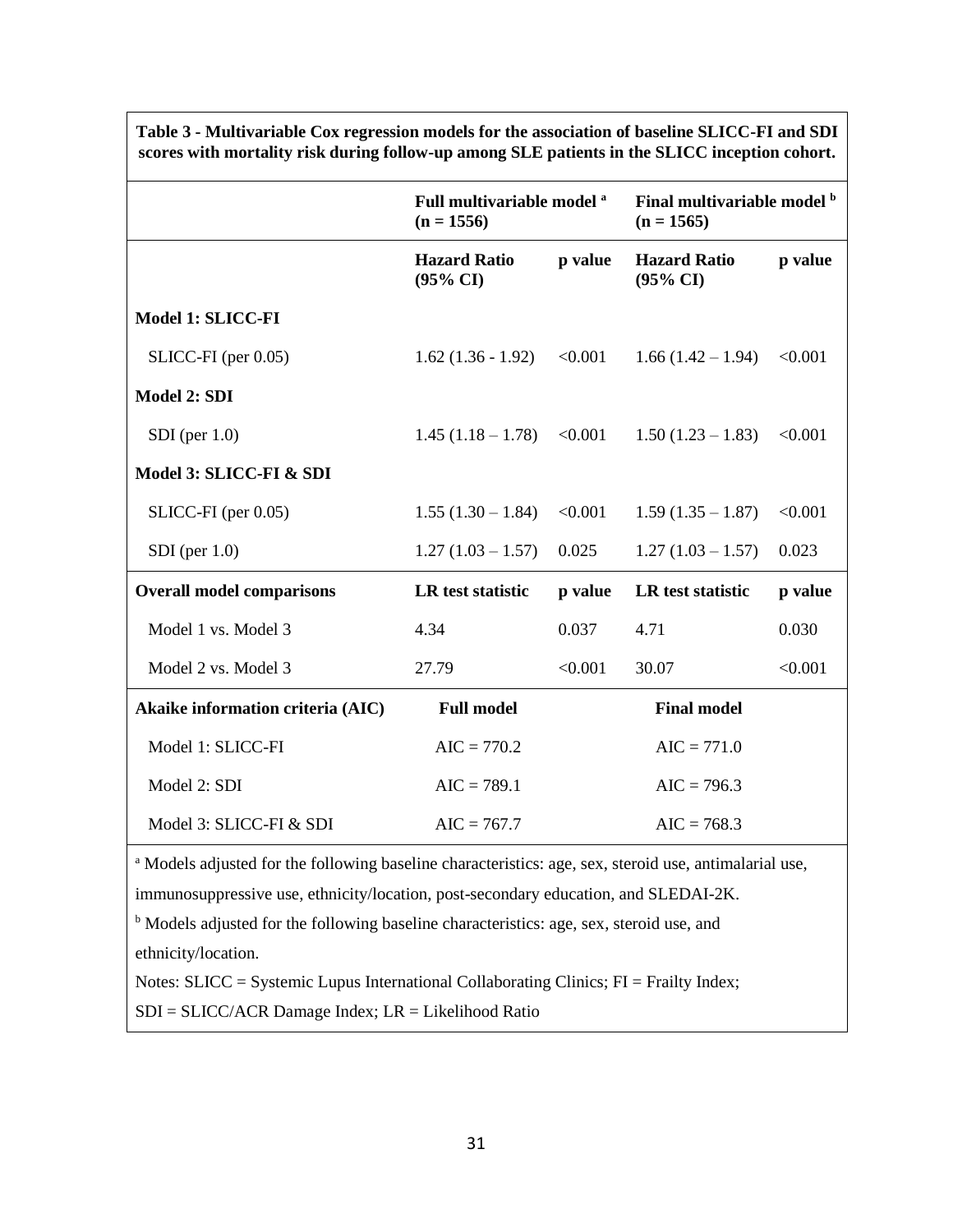**Table 3 - Multivariable Cox regression models for the association of baseline SLICC-FI and SDI scores with mortality risk during follow-up among SLE patients in the SLICC inception cohort.**

| | Full multivariable model [a] (n = 1556) | | Final multivariable model [b] (n = 1565) | |
|---|---|---|---|---|
| | **Hazard Ratio (95% CI)** | **p value** | **Hazard Ratio (95% CI)** | **p value** |
| **Model 1: SLICC-FI** | | | | |
| SLICC-FI (per 0.05) | 1.62 (1.36 - 1.92) | <0.001 | 1.66 (1.42 – 1.94) | <0.001 |
| **Model 2: SDI** | | | | |
| SDI (per 1.0) | 1.45 (1.18 – 1.78) | <0.001 | 1.50 (1.23 – 1.83) | <0.001 |
| **Model 3: SLICC-FI & SDI** | | | | |
| SLICC-FI (per 0.05) | 1.55 (1.30 – 1.84) | <0.001 | 1.59 (1.35 – 1.87) | <0.001 |
| SDI (per 1.0) | 1.27 (1.03 – 1.57) | 0.025 | 1.27 (1.03 – 1.57) | 0.023 |
| **Overall model comparisons** | **LR test statistic** | **p value** | **LR test statistic** | **p value** |
| Model 1 vs. Model 3 | 4.34 | 0.037 | 4.71 | 0.030 |
| Model 2 vs. Model 3 | 27.79 | <0.001 | 30.07 | <0.001 |
| **Akaike information criteria (AIC)** | **Full model** | | **Final model** | |
| Model 1: SLICC-FI | AIC = 770.2 | | AIC = 771.0 | |
| Model 2: SDI | AIC = 789.1 | | AIC = 796.3 | |
| Model 3: SLICC-FI & SDI | AIC = 767.7 | | AIC = 768.3 | |

[a] Models adjusted for the following baseline characteristics: age, sex, steroid use, antimalarial use, immunosuppressive use, ethnicity/location, post-secondary education, and SLEDAI-2K.

[b] Models adjusted for the following baseline characteristics: age, sex, steroid use, and ethnicity/location.

Notes: SLICC = Systemic Lupus International Collaborating Clinics; FI = Frailty Index; SDI = SLICC/ACR Damage Index; LR = Likelihood Ratio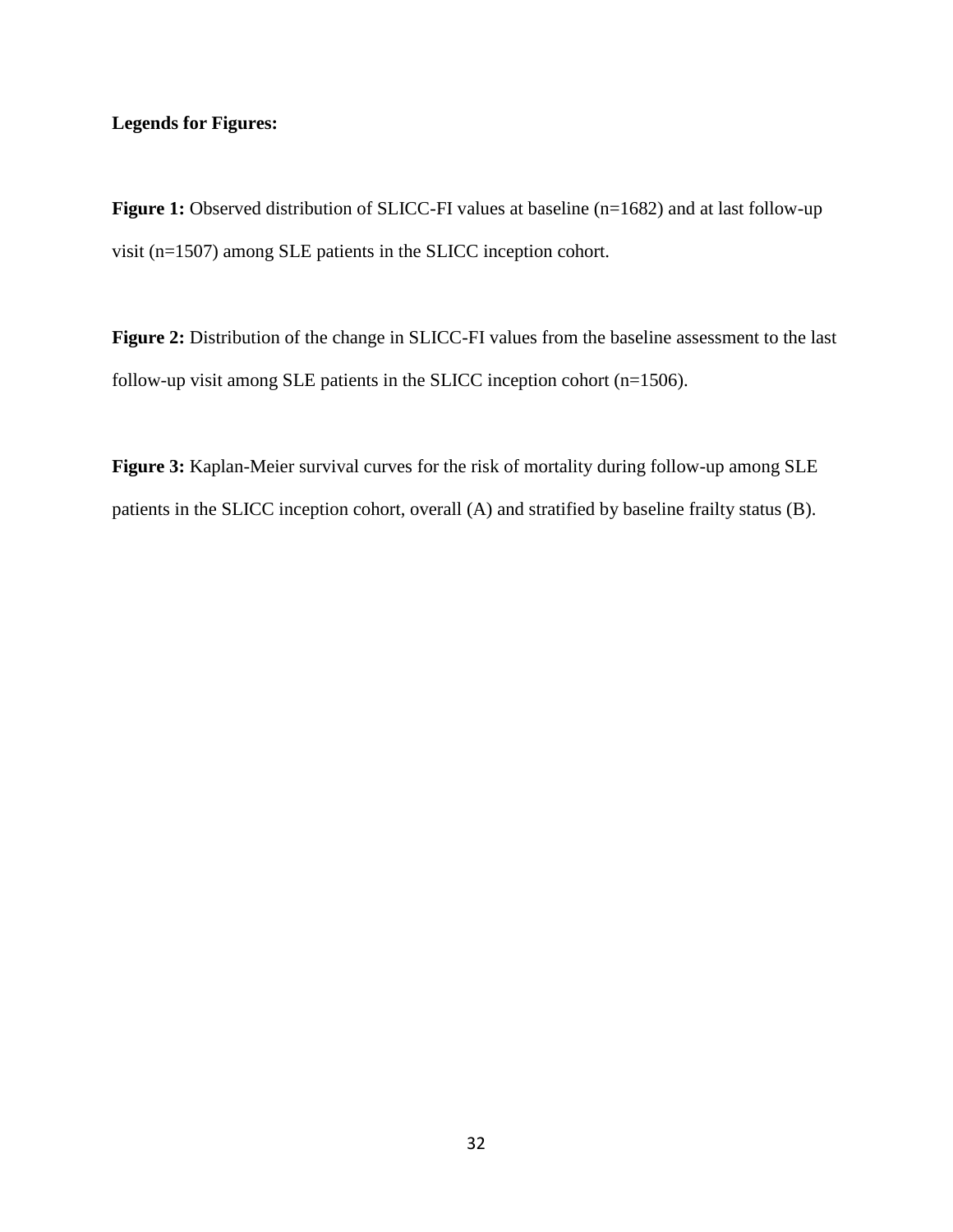**Legends for Figures:**

**Figure 1:** Observed distribution of SLICC-FI values at baseline (n=1682) and at last follow-up visit (n=1507) among SLE patients in the SLICC inception cohort.

**Figure 2:** Distribution of the change in SLICC-FI values from the baseline assessment to the last follow-up visit among SLE patients in the SLICC inception cohort (n=1506).

**Figure 3:** Kaplan-Meier survival curves for the risk of mortality during follow-up among SLE patients in the SLICC inception cohort, overall (A) and stratified by baseline frailty status (B).